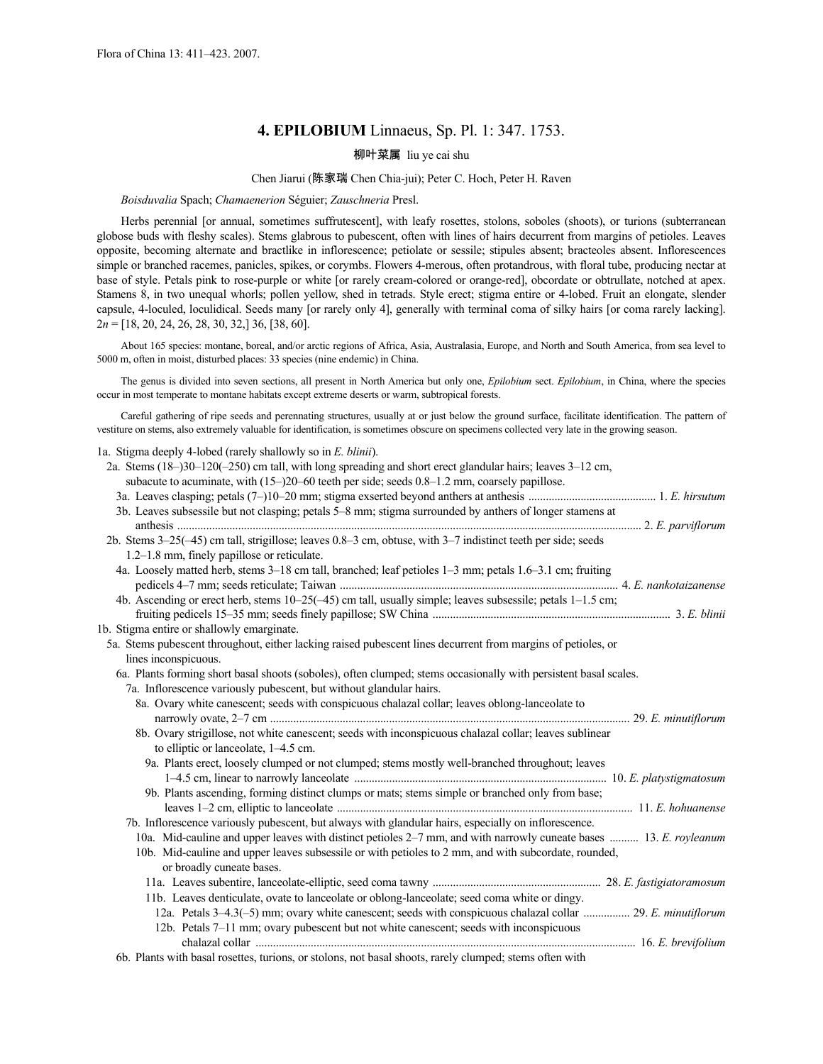Flora of China 13: 411–423. 2007.

# 4. EPILOBIUM Linnaeus, Sp. Pl. 1: 347. 1753.

柳叶菜属 liu ye cai shu

Chen Jiarui (陈家瑞 Chen Chia-jui); Peter C. Hoch, Peter H. Raven

*Boisduvalia* Spach; *Chamaenerion* Séguier; *Zauschneria* Presl.

Herbs perennial [or annual, sometimes suffrutescent], with leafy rosettes, stolons, soboles (shoots), or turions (subterranean globose buds with fleshy scales). Stems glabrous to pubescent, often with lines of hairs decurrent from margins of petioles. Leaves opposite, becoming alternate and bractlike in inflorescence; petiolate or sessile; stipules absent; bracteoles absent. Inflorescences simple or branched racemes, panicles, spikes, or corymbs. Flowers 4-merous, often protandrous, with floral tube, producing nectar at base of style. Petals pink to rose-purple or white [or rarely cream-colored or orange-red], obcordate or obtrullate, notched at apex. Stamens 8, in two unequal whorls; pollen yellow, shed in tetrads. Style erect; stigma entire or 4-lobed. Fruit an elongate, slender capsule, 4-loculed, loculidical. Seeds many [or rarely only 4], generally with terminal coma of silky hairs [or coma rarely lacking]. $2n$ = [18, 20, 24, 26, 28, 30, 32,] 36, [38, 60].

About 165 species: montane, boreal, and/or arctic regions of Africa, Asia, Australasia, Europe, and North and South America, from sea level to 5000 m, often in moist, disturbed places: 33 species (nine endemic) in China.

The genus is divided into seven sections, all present in North America but only one, *Epilobium* sect. *Epilobium*, in China, where the species occur in most temperate to montane habitats except extreme deserts or warm, subtropical forests.

Careful gathering of ripe seeds and perennating structures, usually at or just below the ground surface, facilitate identification. The pattern of vestiture on stems, also extremely valuable for identification, is sometimes obscure on specimens collected very late in the growing season.

1a. Stigma deeply 4-lobed (rarely shallowly so in *E. blinii*).
  2a. Stems (18–)30–120(–250) cm tall, with long spreading and short erect glandular hairs; leaves 3–12 cm, subacute to acuminate, with (15–)20–60 teeth per side; seeds 0.8–1.2 mm, coarsely papillose.
    3a. Leaves clasping; petals (7–)10–20 mm; stigma exserted beyond anthers at anthesis .......... 1. *E. hirsutum*
    3b. Leaves subsessile but not clasping; petals 5–8 mm; stigma surrounded by anthers of longer stamens at anthesis .......... 2. *E. parviflorum*
  2b. Stems 3–25(–45) cm tall, strigillose; leaves 0.8–3 cm, obtuse, with 3–7 indistinct teeth per side; seeds 1.2–1.8 mm, finely papillose or reticulate.
    4a. Loosely matted herb, stems 3–18 cm tall, branched; leaf petioles 1–3 mm; petals 1.6–3.1 cm; fruiting pedicels 4–7 mm; seeds reticulate; Taiwan .......... 4. *E. nankotaizanense*
    4b. Ascending or erect herb, stems 10–25(–45) cm tall, usually simple; leaves subsessile; petals 1–1.5 cm; fruiting pedicels 15–35 mm; seeds finely papillose; SW China .......... 3. *E. blinii*
1b. Stigma entire or shallowly emarginate.
  5a. Stems pubescent throughout, either lacking raised pubescent lines decurrent from margins of petioles, or lines inconspicuous.
    6a. Plants forming short basal shoots (soboles), often clumped; stems occasionally with persistent basal scales.
      7a. Inflorescence variously pubescent, but without glandular hairs.
        8a. Ovary white canescent; seeds with conspicuous chalazal collar; leaves oblong-lanceolate to narrowly ovate, 2–7 cm .......... 29. *E. minutiflorum*
        8b. Ovary strigillose, not white canescent; seeds with inconspicuous chalazal collar; leaves sublinear to elliptic or lanceolate, 1–4.5 cm.
          9a. Plants erect, loosely clumped or not clumped; stems mostly well-branched throughout; leaves 1–4.5 cm, linear to narrowly lanceolate .......... 10. *E. platystigmatosum*
          9b. Plants ascending, forming distinct clumps or mats; stems simple or branched only from base; leaves 1–2 cm, elliptic to lanceolate .......... 11. *E. hohuanense*
      7b. Inflorescence variously pubescent, but always with glandular hairs, especially on inflorescence.
        10a. Mid-cauline and upper leaves with distinct petioles 2–7 mm, and with narrowly cuneate bases .......... 13. *E. royleanum*
        10b. Mid-cauline and upper leaves subsessile or with petioles to 2 mm, and with subcordate, rounded, or broadly cuneate bases.
          11a. Leaves subentire, lanceolate-elliptic, seed coma tawny .......... 28. *E. fastigiatoramosum*
          11b. Leaves denticulate, ovate to lanceolate or oblong-lanceolate; seed coma white or dingy.
            12a. Petals 3–4.3(–5) mm; ovary white canescent; seeds with conspicuous chalazal collar .......... 29. *E. minutiflorum*
            12b. Petals 7–11 mm; ovary pubescent but not white canescent; seeds with inconspicuous chalazal collar .......... 16. *E. brevifolium*
    6b. Plants with basal rosettes, turions, or stolons, not basal shoots, rarely clumped; stems often with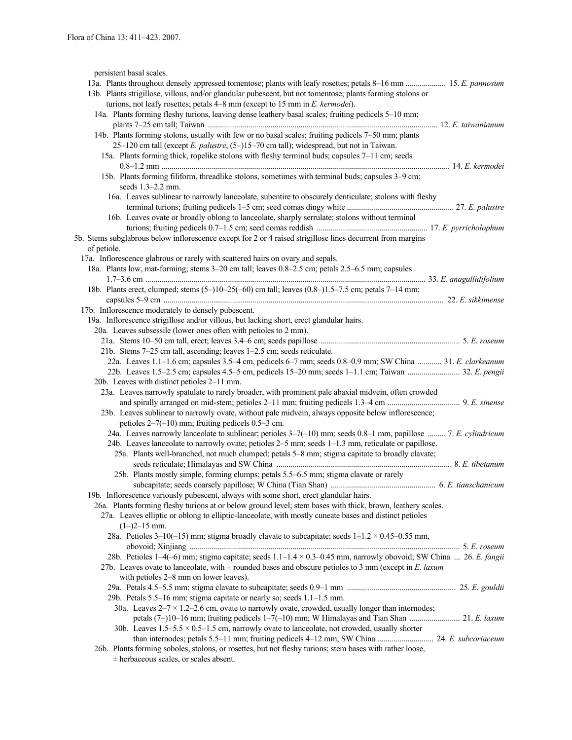persistent basal scales.

13a. Plants throughout densely appressed tomentose; plants with leafy rosettes; petals 8–16 mm .................... 15. *E. pannosum*

13b. Plants strigillose, villous, and/or glandular pubescent, but not tomentose; plants forming stolons or turions, not leafy rosettes; petals 4–8 mm (except to 15 mm in *E. kermodei*).

14a. Plants forming fleshy turions, leaving dense leathery basal scales; fruiting pedicels 5–10 mm; plants 7–25 cm tall; Taiwan ................................................................................................................. 12. *E. taiwanianum*

14b. Plants forming stolons, usually with few or no basal scales; fruiting pedicels 7–50 mm; plants 25–120 cm tall (except *E. palustre*, (5–)15–70 cm tall); widespread, but not in Taiwan.

15a. Plants forming thick, ropelike stolons with fleshy terminal buds; capsules 7–11 cm; seeds 0.8–1.2 mm ............................................................................................................................................ 14. *E. kermodei*

15b. Plants forming filiform, threadlike stolons, sometimes with terminal buds; capsules 3–9 cm; seeds 1.3–2.2 mm.

16a. Leaves sublinear to narrowly lanceolate, subentire to obscurely denticulate; stolons with fleshy terminal turions; fruiting pedicels 1–5 cm; seed comas dingy white .................................................... 27. *E. palustre*

16b. Leaves ovate or broadly oblong to lanceolate, sharply serrulate; stolons without terminal turions; fruiting pedicels 0.7–1.5 cm; seed comas reddish ...................................................... 17. *E. pyrricholophum*

5b. Stems subglabrous below inflorescence except for 2 or 4 raised strigillose lines decurrent from margins of petiole.

17a. Inflorescence glabrous or rarely with scattered hairs on ovary and sepals.

18a. Plants low, mat-forming; stems 3–20 cm tall; leaves 0.8–2.5 cm; petals 2.5–6.5 mm; capsules 1.7–3.6 cm ......................................................................................................................................... 33. *E. anagallidifolium*

18b. Plants erect, clumped; stems (5–)10–25(–60) cm tall; leaves (0.8–)1.5–7.5 cm; petals 7–14 mm; capsules 5–9 cm ......................................................................................................................................... 22. *E. sikkimense*

17b. Inflorescence moderately to densely pubescent.

19a. Inflorescence strigillose and/or villous, but lacking short, erect glandular hairs.

20a. Leaves subsessile (lower ones often with petioles to 2 mm).

21a. Stems 10–50 cm tall, erect; leaves 3.4–6 cm; seeds papillose ..................................................................... 5. *E. roseum*

21b. Stems 7–25 cm tall, ascending; leaves 1–2.5 cm; seeds reticulate.

22a. Leaves 1.1–1.6 cm; capsules 3.5–4 cm, pedicels 6–7 mm; seeds 0.8–0.9 mm; SW China ............ 31. *E. clarkeanum*

22b. Leaves 1.5–2.5 cm; capsules 4.5–5 cm, pedicels 15–20 mm; seeds 1–1.1 cm; Taiwan .......................... 32. *E. pengii*

20b. Leaves with distinct petioles 2–11 mm.

23a. Leaves narrowly spatulate to rarely broader, with prominent pale abaxial midvein, often crowded and spirally arranged on mid-stem; petioles 2–11 mm; fruiting pedicels 1.3–4 cm ................................... 9. *E. sinense*

23b. Leaves sublinear to narrowly ovate, without pale midvein, always opposite below inflorescence; petioles 2–7(–10) mm; fruiting pedicels 0.5–3 cm.

24a. Leaves narrowly lanceolate to sublinear; petioles 3–7(–10) mm; seeds 0.8–1 mm, papillose ......... 7. *E. cylindricum*

24b. Leaves lanceolate to narrowly ovate; petioles 2–5 mm; seeds 1–1.3 mm, reticulate or papillose.

25a. Plants well-branched, not much clumped; petals 5–8 mm; stigma capitate to broadly clavate; seeds reticulate; Himalayas and SW China ...................................................................................... 8. *E. tibetanum*

25b. Plants mostly simple, forming clumps; petals 5.5–6.5 mm; stigma clavate or rarely subcapitate; seeds coarsely papillose; W China (Tian Shan) ................................................... 6. *E. tianschanicum*

19b. Inflorescence variously pubescent, always with some short, erect glandular hairs.

26a. Plants forming fleshy turions at or below ground level; stem bases with thick, brown, leathery scales.

27a. Leaves elliptic or oblong to elliptic-lanceolate, with mostly cuneate bases and distinct petioles (1–)2–15 mm.

28a. Petioles 3–10(–15) mm; stigma broadly clavate to subcapitate; seeds 1–1.2 × 0.45–0.55 mm, obovoid; Xinjiang ..................................................................................................................................... 5. *E. roseum*

28b. Petioles 1–4(–6) mm; stigma capitate; seeds 1.1–1.4 × 0.3–0.45 mm, narrowly obovoid; SW China ... 26. *E. fangii*

27b. Leaves ovate to lanceolate, with ± rounded bases and obscure petioles to 3 mm (except in *E. laxum* with petioles 2–8 mm on lower leaves).

29a. Petals 4.5–5.5 mm; stigma clavate to subcapitate; seeds 0.9–1 mm ..................................................... 25. *E. gouldii*

29b. Petals 5.5–16 mm; stigma capitate or nearly so; seeds 1.1–1.5 mm.

30a. Leaves 2–7 × 1.2–2.6 cm, ovate to narrowly ovate, crowded, usually longer than internodes; petals (7–)10–16 mm; fruiting pedicels 1–7(–10) mm; W Himalayas and Tian Shan ......................... 21. *E. laxum*

30b. Leaves 1.5–5.5 × 0.5–1.5 cm, narrowly ovate to lanceolate, not crowded, usually shorter than internodes; petals 5.5–11 mm; fruiting pedicels 4–12 mm; SW China ............................ 24. *E. subcoriaceum*

26b. Plants forming soboles, stolons, or rosettes, but not fleshy turions; stem bases with rather loose, ± herbaceous scales, or scales absent.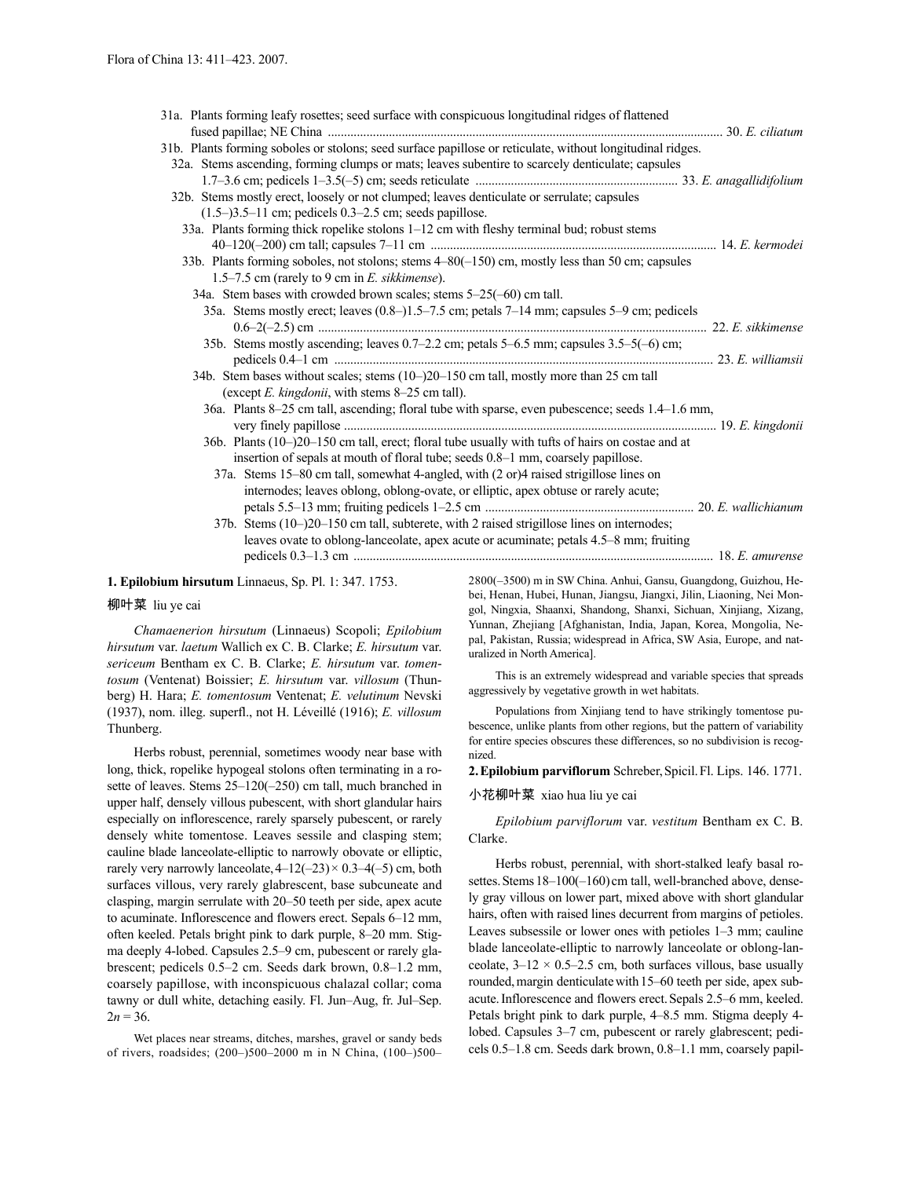31a. Plants forming leafy rosettes; seed surface with conspicuous longitudinal ridges of flattened fused papillae; NE China ..................... 30. *E. ciliatum*

31b. Plants forming soboles or stolons; seed surface papillose or reticulate, without longitudinal ridges.

32a. Stems ascending, forming clumps or mats; leaves subentire to scarcely denticulate; capsules 1.7–3.6 cm; pedicels 1–3.5(–5) cm; seeds reticulate ..................... 33. *E. anagallidifolium*

32b. Stems mostly erect, loosely or not clumped; leaves denticulate or serrulate; capsules (1.5–)3.5–11 cm; pedicels 0.3–2.5 cm; seeds papillose.

33a. Plants forming thick ropelike stolons 1–12 cm with fleshy terminal bud; robust stems 40–120(–200) cm tall; capsules 7–11 cm ..................... 14. *E. kermodei*

33b. Plants forming soboles, not stolons; stems 4–80(–150) cm, mostly less than 50 cm; capsules 1.5–7.5 cm (rarely to 9 cm in *E. sikkimense*).

34a. Stem bases with crowded brown scales; stems 5–25(–60) cm tall.

35a. Stems mostly erect; leaves (0.8–)1.5–7.5 cm; petals 7–14 mm; capsules 5–9 cm; pedicels 0.6–2(–2.5) cm ..................... 22. *E. sikkimense*

35b. Stems mostly ascending; leaves 0.7–2.2 cm; petals 5–6.5 mm; capsules 3.5–5(–6) cm; pedicels 0.4–1 cm ..................... 23. *E. williamsii*

34b. Stem bases without scales; stems (10–)20–150 cm tall, mostly more than 25 cm tall (except *E. kingdonii*, with stems 8–25 cm tall).

36a. Plants 8–25 cm tall, ascending; floral tube with sparse, even pubescence; seeds 1.4–1.6 mm, very finely papillose ..................... 19. *E. kingdonii*

36b. Plants (10–)20–150 cm tall, erect; floral tube usually with tufts of hairs on costae and at insertion of sepals at mouth of floral tube; seeds 0.8–1 mm, coarsely papillose.

37a. Stems 15–80 cm tall, somewhat 4-angled, with (2 or)4 raised strigillose lines on internodes; leaves oblong, oblong-ovate, or elliptic, apex obtuse or rarely acute; petals 5.5–13 mm; fruiting pedicels 1–2.5 cm ..................... 20. *E. wallichianum*

37b. Stems (10–)20–150 cm tall, subterete, with 2 raised strigillose lines on internodes; leaves ovate to oblong-lanceolate, apex acute or acuminate; petals 4.5–8 mm; fruiting pedicels 0.3–1.3 cm ..................... 18. *E. amurense*

**1. Epilobium hirsutum** Linnaeus, Sp. Pl. 1: 347. 1753.

柳叶菜 liu ye cai

*Chamaenerion hirsutum* (Linnaeus) Scopoli; *Epilobium hirsutum* var. *laetum* Wallich ex C. B. Clarke; *E. hirsutum* var. *sericeum* Bentham ex C. B. Clarke; *E. hirsutum* var. *tomentosum* (Ventenat) Boissier; *E. hirsutum* var. *villosum* (Thunberg) H. Hara; *E. tomentosum* Ventenat; *E. velutinum* Nevski (1937), nom. illeg. superfl., not H. Léveillé (1916); *E. villosum* Thunberg.

Herbs robust, perennial, sometimes woody near base with long, thick, ropelike hypogeal stolons often terminating in a rosette of leaves. Stems 25–120(–250) cm tall, much branched in upper half, densely villous pubescent, with short glandular hairs especially on inflorescence, rarely sparsely pubescent, or rarely densely white tomentose. Leaves sessile and clasping stem; cauline blade lanceolate-elliptic to narrowly obovate or elliptic, rarely very narrowly lanceolate, 4–12(–23) × 0.3–4(–5) cm, both surfaces villous, very rarely glabrescent, base subcuneate and clasping, margin serrulate with 20–50 teeth per side, apex acute to acuminate. Inflorescence and flowers erect. Sepals 6–12 mm, often keeled. Petals bright pink to dark purple, 8–20 mm. Stigma deeply 4-lobed. Capsules 2.5–9 cm, pubescent or rarely glabrescent; pedicels 0.5–2 cm. Seeds dark brown, 0.8–1.2 mm, coarsely papillose, with inconspicuous chalazal collar; coma tawny or dull white, detaching easily. Fl. Jun–Aug, fr. Jul–Sep. $2n = 36$.

Wet places near streams, ditches, marshes, gravel or sandy beds of rivers, roadsides; (200–)500–2000 m in N China, (100–)500–2800(–3500) m in SW China. Anhui, Gansu, Guangdong, Guizhou, Hebei, Henan, Hubei, Hunan, Jiangsu, Jiangxi, Jilin, Liaoning, Nei Mongol, Ningxia, Shaanxi, Shandong, Shanxi, Sichuan, Xinjiang, Xizang, Yunnan, Zhejiang [Afghanistan, India, Japan, Korea, Mongolia, Nepal, Pakistan, Russia; widespread in Africa, SW Asia, Europe, and naturalized in North America].

This is an extremely widespread and variable species that spreads aggressively by vegetative growth in wet habitats.

Populations from Xinjiang tend to have strikingly tomentose pubescence, unlike plants from other regions, but the pattern of variability for entire species obscures these differences, so no subdivision is recognized.

**2. Epilobium parviflorum** Schreber, Spicil. Fl. Lips. 146. 1771.

小花柳叶菜 xiao hua liu ye cai

*Epilobium parviflorum* var. *vestitum* Bentham ex C. B. Clarke.

Herbs robust, perennial, with short-stalked leafy basal rosettes. Stems 18–100(–160) cm tall, well-branched above, densely gray villous on lower part, mixed above with short glandular hairs, often with raised lines decurrent from margins of petioles. Leaves subsessile or lower ones with petioles 1–3 mm; cauline blade lanceolate-elliptic to narrowly lanceolate or oblong-lanceolate, 3–12 × 0.5–2.5 cm, both surfaces villous, base usually rounded, margin denticulate with 15–60 teeth per side, apex subacute. Inflorescence and flowers erect. Sepals 2.5–6 mm, keeled. Petals bright pink to dark purple, 4–8.5 mm. Stigma deeply 4-lobed. Capsules 3–7 cm, pubescent or rarely glabrescent; pedicels 0.5–1.8 cm. Seeds dark brown, 0.8–1.1 mm, coarsely papil-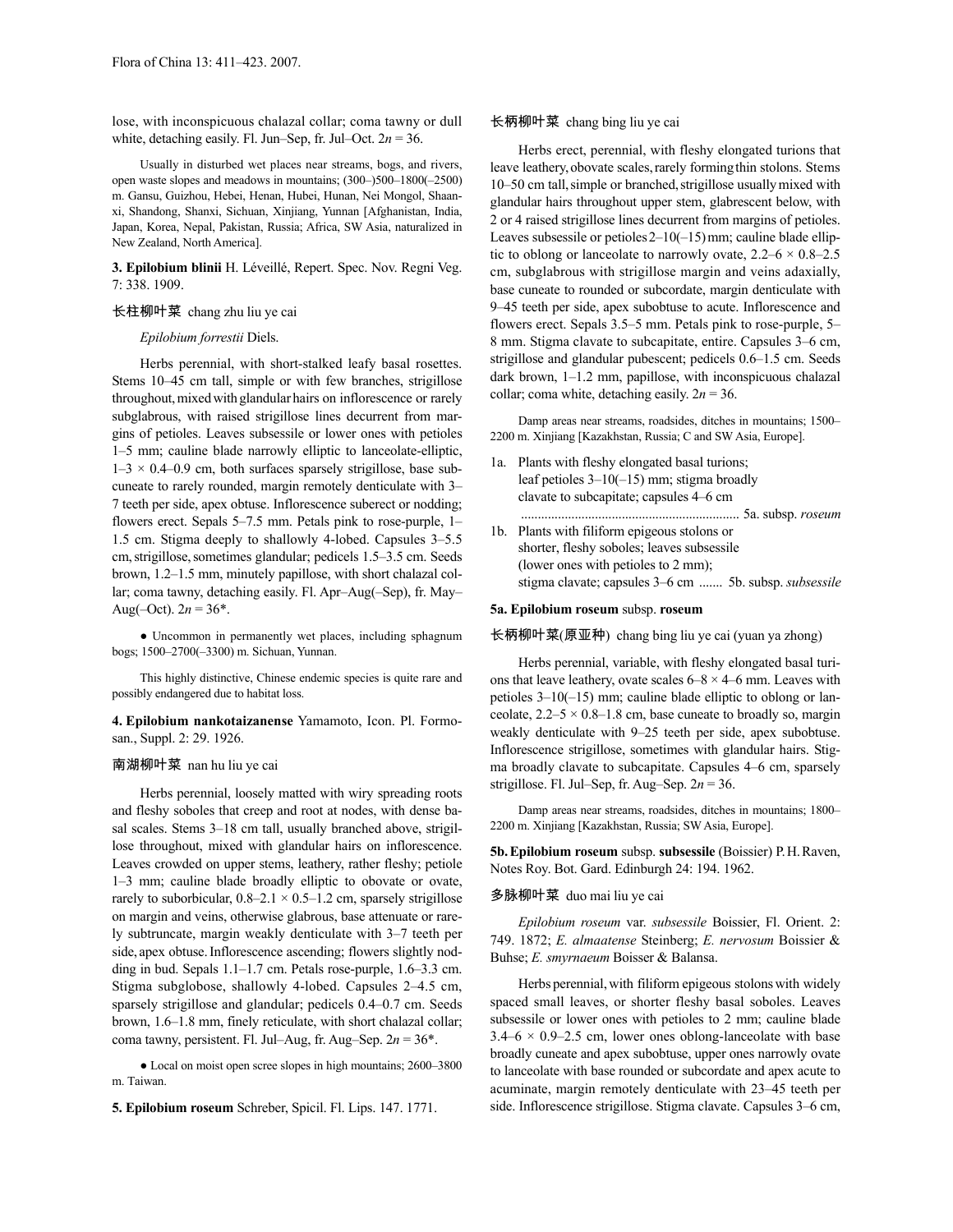lose, with inconspicuous chalazal collar; coma tawny or dull white, detaching easily. Fl. Jun–Sep, fr. Jul–Oct. 2*n* = 36.

Usually in disturbed wet places near streams, bogs, and rivers, open waste slopes and meadows in mountains; (300–)500–1800(–2500) m. Gansu, Guizhou, Hebei, Henan, Hubei, Hunan, Nei Mongol, Shaanxi, Shandong, Shanxi, Sichuan, Xinjiang, Yunnan [Afghanistan, India, Japan, Korea, Nepal, Pakistan, Russia; Africa, SW Asia, naturalized in New Zealand, North America].

**3. Epilobium blinii** H. Léveillé, Repert. Spec. Nov. Regni Veg. 7: 338. 1909.

长柱柳叶菜 chang zhu liu ye cai

*Epilobium forrestii* Diels.

Herbs perennial, with short-stalked leafy basal rosettes. Stems 10–45 cm tall, simple or with few branches, strigillose throughout, mixed with glandular hairs on inflorescence or rarely subglabrous, with raised strigillose lines decurrent from margins of petioles. Leaves subsessile or lower ones with petioles 1–5 mm; cauline blade narrowly elliptic to lanceolate-elliptic, 1–3 × 0.4–0.9 cm, both surfaces sparsely strigillose, base subcuneate to rarely rounded, margin remotely denticulate with 3–7 teeth per side, apex obtuse. Inflorescence suberect or nodding; flowers erect. Sepals 5–7.5 mm. Petals pink to rose-purple, 1–1.5 cm. Stigma deeply to shallowly 4-lobed. Capsules 3–5.5 cm, strigillose, sometimes glandular; pedicels 1.5–3.5 cm. Seeds brown, 1.2–1.5 mm, minutely papillose, with short chalazal collar; coma tawny, detaching easily. Fl. Apr–Aug(–Sep), fr. May–Aug(–Oct). 2*n* = 36*.

● Uncommon in permanently wet places, including sphagnum bogs; 1500–2700(–3300) m. Sichuan, Yunnan.

This highly distinctive, Chinese endemic species is quite rare and possibly endangered due to habitat loss.

**4. Epilobium nankotaizanense** Yamamoto, Icon. Pl. Formosan., Suppl. 2: 29. 1926.

南湖柳叶菜 nan hu liu ye cai

Herbs perennial, loosely matted with wiry spreading roots and fleshy soboles that creep and root at nodes, with dense basal scales. Stems 3–18 cm tall, usually branched above, strigillose throughout, mixed with glandular hairs on inflorescence. Leaves crowded on upper stems, leathery, rather fleshy; petiole 1–3 mm; cauline blade broadly elliptic to obovate or ovate, rarely to suborbicular, 0.8–2.1 × 0.5–1.2 cm, sparsely strigillose on margin and veins, otherwise glabrous, base attenuate or rarely subtruncate, margin weakly denticulate with 3–7 teeth per side, apex obtuse. Inflorescence ascending; flowers slightly nodding in bud. Sepals 1.1–1.7 cm. Petals rose-purple, 1.6–3.3 cm. Stigma subglobose, shallowly 4-lobed. Capsules 2–4.5 cm, sparsely strigillose and glandular; pedicels 0.4–0.7 cm. Seeds brown, 1.6–1.8 mm, finely reticulate, with short chalazal collar; coma tawny, persistent. Fl. Jul–Aug, fr. Aug–Sep. 2*n* = 36*.

● Local on moist open scree slopes in high mountains; 2600–3800 m. Taiwan.

**5. Epilobium roseum** Schreber, Spicil. Fl. Lips. 147. 1771.

长柄柳叶菜 chang bing liu ye cai

Herbs erect, perennial, with fleshy elongated turions that leave leathery, obovate scales, rarely forming thin stolons. Stems 10–50 cm tall, simple or branched, strigillose usually mixed with glandular hairs throughout upper stem, glabrescent below, with 2 or 4 raised strigillose lines decurrent from margins of petioles. Leaves subsessile or petioles 2–10(–15) mm; cauline blade elliptic to oblong or lanceolate to narrowly ovate, 2.2–6 × 0.8–2.5 cm, subglabrous with strigillose margin and veins adaxially, base cuneate to rounded or subcordate, margin denticulate with 9–45 teeth per side, apex subobtuse to acute. Inflorescence and flowers erect. Sepals 3.5–5 mm. Petals pink to rose-purple, 5–8 mm. Stigma clavate to subcapitate, entire. Capsules 3–6 cm, strigillose and glandular pubescent; pedicels 0.6–1.5 cm. Seeds dark brown, 1–1.2 mm, papillose, with inconspicuous chalazal collar; coma white, detaching easily. 2*n* = 36.

Damp areas near streams, roadsides, ditches in mountains; 1500–2200 m. Xinjiang [Kazakhstan, Russia; C and SW Asia, Europe].

1a. Plants with fleshy elongated basal turions; leaf petioles 3–10(–15) mm; stigma broadly clavate to subcapitate; capsules 4–6 cm ................................................................ 5a. subsp. *roseum*
1b. Plants with filiform epigeous stolons or shorter, fleshy soboles; leaves subsessile (lower ones with petioles to 2 mm); stigma clavate; capsules 3–6 cm ....... 5b. subsp. *subsessile*

**5a. Epilobium roseum** subsp. **roseum**

长柄柳叶菜(原亚种) chang bing liu ye cai (yuan ya zhong)

Herbs perennial, variable, with fleshy elongated basal turions that leave leathery, ovate scales 6–8 × 4–6 mm. Leaves with petioles 3–10(–15) mm; cauline blade elliptic to oblong or lanceolate, 2.2–5 × 0.8–1.8 cm, base cuneate to broadly so, margin weakly denticulate with 9–25 teeth per side, apex subobtuse. Inflorescence strigillose, sometimes with glandular hairs. Stigma broadly clavate to subcapitate. Capsules 4–6 cm, sparsely strigillose. Fl. Jul–Sep, fr. Aug–Sep. 2*n* = 36.

Damp areas near streams, roadsides, ditches in mountains; 1800–2200 m. Xinjiang [Kazakhstan, Russia; SW Asia, Europe].

**5b. Epilobium roseum** subsp. **subsessile** (Boissier) P. H. Raven, Notes Roy. Bot. Gard. Edinburgh 24: 194. 1962.

多脉柳叶菜 duo mai liu ye cai

*Epilobium roseum* var. *subsessile* Boissier, Fl. Orient. 2: 749. 1872; *E. almaatense* Steinberg; *E. nervosum* Boissier & Buhse; *E. smyrnaeum* Boisser & Balansa.

Herbs perennial, with filiform epigeous stolons with widely spaced small leaves, or shorter fleshy basal soboles. Leaves subsessile or lower ones with petioles to 2 mm; cauline blade 3.4–6 × 0.9–2.5 cm, lower ones oblong-lanceolate with base broadly cuneate and apex subobtuse, upper ones narrowly ovate to lanceolate with base rounded or subcordate and apex acute to acuminate, margin remotely denticulate with 23–45 teeth per side. Inflorescence strigillose. Stigma clavate. Capsules 3–6 cm,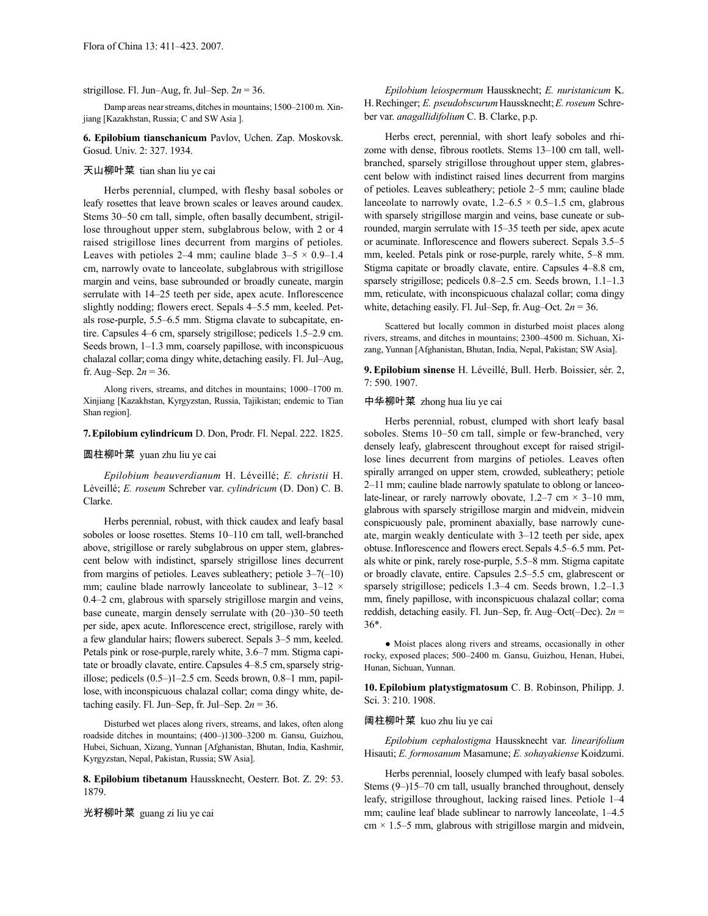strigillose. Fl. Jun–Aug, fr. Jul–Sep. $2n = 36$.

Damp areas near streams, ditches in mountains; 1500–2100 m. Xinjiang [Kazakhstan, Russia; C and SW Asia ].

**6. Epilobium tianschanicum** Pavlov, Uchen. Zap. Moskovsk. Gosud. Univ. 2: 327. 1934.

天山柳叶菜 tian shan liu ye cai

Herbs perennial, clumped, with fleshy basal soboles or leafy rosettes that leave brown scales or leaves around caudex. Stems 30–50 cm tall, simple, often basally decumbent, strigillose throughout upper stem, subglabrous below, with 2 or 4 raised strigillose lines decurrent from margins of petioles. Leaves with petioles 2–4 mm; cauline blade 3–5 × 0.9–1.4 cm, narrowly ovate to lanceolate, subglabrous with strigillose margin and veins, base subrounded or broadly cuneate, margin serrulate with 14–25 teeth per side, apex acute. Inflorescence slightly nodding; flowers erect. Sepals 4–5.5 mm, keeled. Petals rose-purple, 5.5–6.5 mm. Stigma clavate to subcapitate, entire. Capsules 4–6 cm, sparsely strigillose; pedicels 1.5–2.9 cm. Seeds brown, 1–1.3 mm, coarsely papillose, with inconspicuous chalazal collar; coma dingy white, detaching easily. Fl. Jul–Aug, fr. Aug–Sep. $2n = 36$.

Along rivers, streams, and ditches in mountains; 1000–1700 m. Xinjiang [Kazakhstan, Kyrgyzstan, Russia, Tajikistan; endemic to Tian Shan region].

**7. Epilobium cylindricum** D. Don, Prodr. Fl. Nepal. 222. 1825.

圆柱柳叶菜 yuan zhu liu ye cai

*Epilobium beauverdianum* H. Léveillé; *E. christii* H. Léveillé; *E. roseum* Schreber var. *cylindricum* (D. Don) C. B. Clarke.

Herbs perennial, robust, with thick caudex and leafy basal soboles or loose rosettes. Stems 10–110 cm tall, well-branched above, strigillose or rarely subglabrous on upper stem, glabrescent below with indistinct, sparsely strigillose lines decurrent from margins of petioles. Leaves subleathery; petiole 3–7(–10) mm; cauline blade narrowly lanceolate to sublinear, 3–12 × 0.4–2 cm, glabrous with sparsely strigillose margin and veins, base cuneate, margin densely serrulate with (20–)30–50 teeth per side, apex acute. Inflorescence erect, strigillose, rarely with a few glandular hairs; flowers suberect. Sepals 3–5 mm, keeled. Petals pink or rose-purple, rarely white, 3.6–7 mm. Stigma capitate or broadly clavate, entire. Capsules 4–8.5 cm, sparsely strigillose; pedicels (0.5–)1–2.5 cm. Seeds brown, 0.8–1 mm, papillose, with inconspicuous chalazal collar; coma dingy white, detaching easily. Fl. Jun–Sep, fr. Jul–Sep. $2n = 36$.

Disturbed wet places along rivers, streams, and lakes, often along roadside ditches in mountains; (400–)1300–3200 m. Gansu, Guizhou, Hubei, Sichuan, Xizang, Yunnan [Afghanistan, Bhutan, India, Kashmir, Kyrgyzstan, Nepal, Pakistan, Russia; SW Asia].

**8. Epilobium tibetanum** Haussknecht, Oesterr. Bot. Z. 29: 53. 1879.

光籽柳叶菜 guang zi liu ye cai

*Epilobium leiospermum* Haussknecht; *E. nuristanicum* K. H. Rechinger; *E. pseudobscurum* Haussknecht; *E. roseum* Schreber var. *anagallidifolium* C. B. Clarke, p.p.

Herbs erect, perennial, with short leafy soboles and rhizome with dense, fibrous rootlets. Stems 13–100 cm tall, well-branched, sparsely strigillose throughout upper stem, glabrescent below with indistinct raised lines decurrent from margins of petioles. Leaves subleathery; petiole 2–5 mm; cauline blade lanceolate to narrowly ovate, 1.2–6.5 × 0.5–1.5 cm, glabrous with sparsely strigillose margin and veins, base cuneate or subrounded, margin serrulate with 15–35 teeth per side, apex acute or acuminate. Inflorescence and flowers suberect. Sepals 3.5–5 mm, keeled. Petals pink or rose-purple, rarely white, 5–8 mm. Stigma capitate or broadly clavate, entire. Capsules 4–8.8 cm, sparsely strigillose; pedicels 0.8–2.5 cm. Seeds brown, 1.1–1.3 mm, reticulate, with inconspicuous chalazal collar; coma dingy white, detaching easily. Fl. Jul–Sep, fr. Aug–Oct. $2n = 36$.

Scattered but locally common in disturbed moist places along rivers, streams, and ditches in mountains; 2300–4500 m. Sichuan, Xizang, Yunnan [Afghanistan, Bhutan, India, Nepal, Pakistan; SW Asia].

**9. Epilobium sinense** H. Léveillé, Bull. Herb. Boissier, sér. 2, 7: 590. 1907.

中华柳叶菜 zhong hua liu ye cai

Herbs perennial, robust, clumped with short leafy basal soboles. Stems 10–50 cm tall, simple or few-branched, very densely leafy, glabrescent throughout except for raised strigillose lines decurrent from margins of petioles. Leaves often spirally arranged on upper stem, crowded, subleathery; petiole 2–11 mm; cauline blade narrowly spatulate to oblong or lanceolate-linear, or rarely narrowly obovate, 1.2–7 cm × 3–10 mm, glabrous with sparsely strigillose margin and midvein, midvein conspicuously pale, prominent abaxially, base narrowly cuneate, margin weakly denticulate with 3–12 teeth per side, apex obtuse. Inflorescence and flowers erect. Sepals 4.5–6.5 mm. Petals white or pink, rarely rose-purple, 5.5–8 mm. Stigma capitate or broadly clavate, entire. Capsules 2.5–5.5 cm, glabrescent or sparsely strigillose; pedicels 1.3–4 cm. Seeds brown, 1.2–1.3 mm, finely papillose, with inconspicuous chalazal collar; coma reddish, detaching easily. Fl. Jun–Sep, fr. Aug–Oct(–Dec). $2n = 36$*.

● Moist places along rivers and streams, occasionally in other rocky, exposed places; 500–2400 m. Gansu, Guizhou, Henan, Hubei, Hunan, Sichuan, Yunnan.

**10. Epilobium platystigmatosum** C. B. Robinson, Philipp. J. Sci. 3: 210. 1908.

阔柱柳叶菜 kuo zhu liu ye cai

*Epilobium cephalostigma* Haussknecht var. *linearifolium* Hisauti; *E. formosanum* Masamune; *E. sohayakiense* Koidzumi.

Herbs perennial, loosely clumped with leafy basal soboles. Stems (9–)15–70 cm tall, usually branched throughout, densely leafy, strigillose throughout, lacking raised lines. Petiole 1–4 mm; cauline leaf blade sublinear to narrowly lanceolate, 1–4.5 cm × 1.5–5 mm, glabrous with strigillose margin and midvein,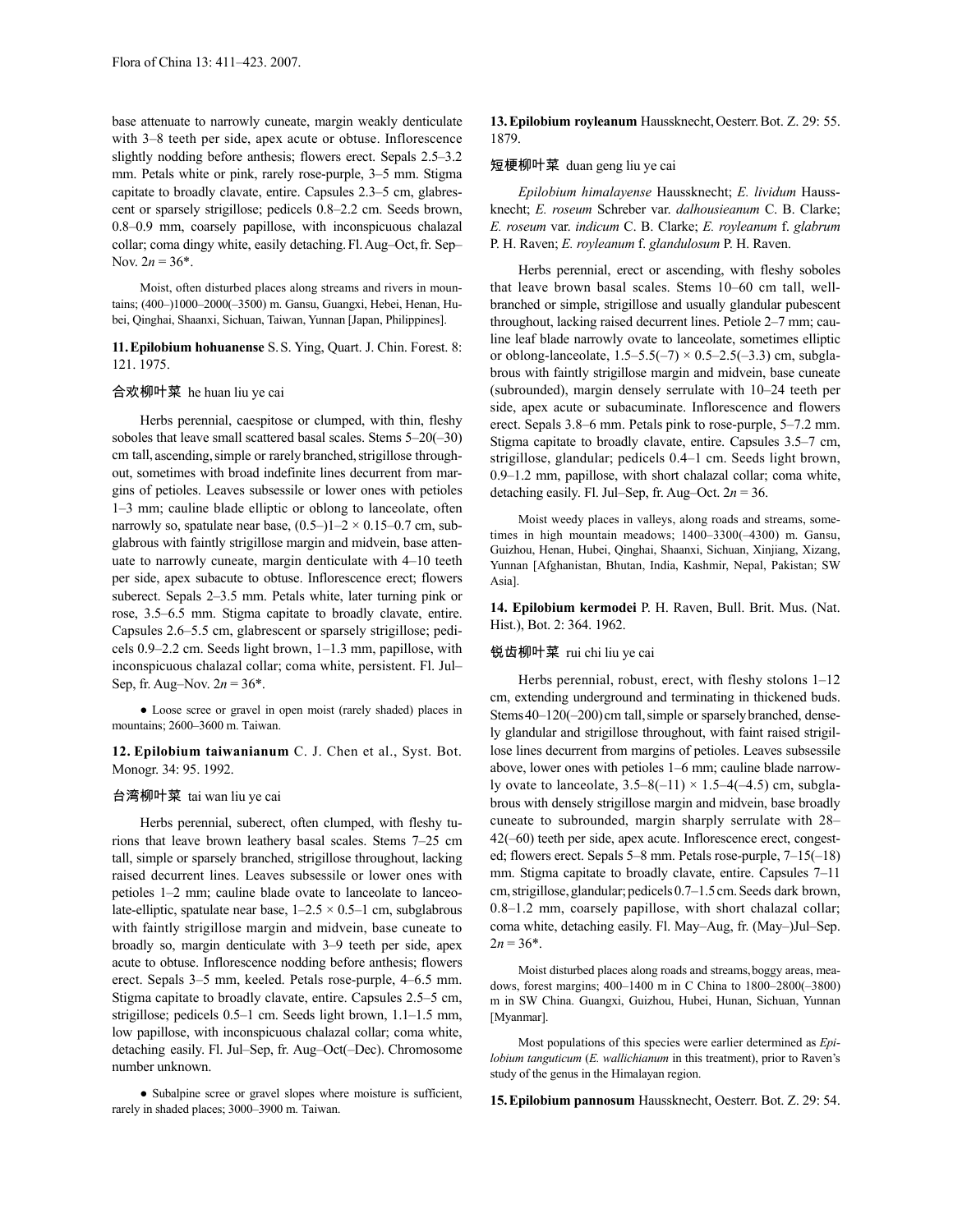base attenuate to narrowly cuneate, margin weakly denticulate with 3–8 teeth per side, apex acute or obtuse. Inflorescence slightly nodding before anthesis; flowers erect. Sepals 2.5–3.2 mm. Petals white or pink, rarely rose-purple, 3–5 mm. Stigma capitate to broadly clavate, entire. Capsules 2.3–5 cm, glabrescent or sparsely strigillose; pedicels 0.8–2.2 cm. Seeds brown, 0.8–0.9 mm, coarsely papillose, with inconspicuous chalazal collar; coma dingy white, easily detaching. Fl. Aug–Oct, fr. Sep–Nov. $2n = 36$*.

Moist, often disturbed places along streams and rivers in mountains; (400–)1000–2000(–3500) m. Gansu, Guangxi, Hebei, Henan, Hubei, Qinghai, Shaanxi, Sichuan, Taiwan, Yunnan [Japan, Philippines].

**11. Epilobium hohuanense** S. S. Ying, Quart. J. Chin. Forest. 8: 121. 1975.

合欢柳叶菜 he huan liu ye cai

Herbs perennial, caespitose or clumped, with thin, fleshy soboles that leave small scattered basal scales. Stems 5–20(–30) cm tall, ascending, simple or rarely branched, strigillose throughout, sometimes with broad indefinite lines decurrent from margins of petioles. Leaves subsessile or lower ones with petioles 1–3 mm; cauline blade elliptic or oblong to lanceolate, often narrowly so, spatulate near base, (0.5–)1–2 × 0.15–0.7 cm, subglabrous with faintly strigillose margin and midvein, base attenuate to narrowly cuneate, margin denticulate with 4–10 teeth per side, apex subacute to obtuse. Inflorescence erect; flowers suberect. Sepals 2–3.5 mm. Petals white, later turning pink or rose, 3.5–6.5 mm. Stigma capitate to broadly clavate, entire. Capsules 2.6–5.5 cm, glabrescent or sparsely strigillose; pedicels 0.9–2.2 cm. Seeds light brown, 1–1.3 mm, papillose, with inconspicuous chalazal collar; coma white, persistent. Fl. Jul–Sep, fr. Aug–Nov. $2n = 36$*.

● Loose scree or gravel in open moist (rarely shaded) places in mountains; 2600–3600 m. Taiwan.

**12. Epilobium taiwanianum** C. J. Chen et al., Syst. Bot. Monogr. 34: 95. 1992.

台湾柳叶菜 tai wan liu ye cai

Herbs perennial, suberect, often clumped, with fleshy turions that leave brown leathery basal scales. Stems 7–25 cm tall, simple or sparsely branched, strigillose throughout, lacking raised decurrent lines. Leaves subsessile or lower ones with petioles 1–2 mm; cauline blade ovate to lanceolate to lanceolate-elliptic, spatulate near base, 1–2.5 × 0.5–1 cm, subglabrous with faintly strigillose margin and midvein, base cuneate to broadly so, margin denticulate with 3–9 teeth per side, apex acute to obtuse. Inflorescence nodding before anthesis; flowers erect. Sepals 3–5 mm, keeled. Petals rose-purple, 4–6.5 mm. Stigma capitate to broadly clavate, entire. Capsules 2.5–5 cm, strigillose; pedicels 0.5–1 cm. Seeds light brown, 1.1–1.5 mm, low papillose, with inconspicuous chalazal collar; coma white, detaching easily. Fl. Jul–Sep, fr. Aug–Oct(–Dec). Chromosome number unknown.

● Subalpine scree or gravel slopes where moisture is sufficient, rarely in shaded places; 3000–3900 m. Taiwan.

**13. Epilobium royleanum** Haussknecht, Oesterr. Bot. Z. 29: 55. 1879.

短梗柳叶菜 duan geng liu ye cai

*Epilobium himalayense* Haussknecht; *E. lividum* Haussknecht; *E. roseum* Schreber var. *dalhousieanum* C. B. Clarke; *E. roseum* var. *indicum* C. B. Clarke; *E. royleanum* f. *glabrum* P. H. Raven; *E. royleanum* f. *glandulosum* P. H. Raven.

Herbs perennial, erect or ascending, with fleshy soboles that leave brown basal scales. Stems 10–60 cm tall, well-branched or simple, strigillose and usually glandular pubescent throughout, lacking raised decurrent lines. Petiole 2–7 mm; cauline leaf blade narrowly ovate to lanceolate, sometimes elliptic or oblong-lanceolate, 1.5–5.5(–7) × 0.5–2.5(–3.3) cm, subglabrous with faintly strigillose margin and midvein, base cuneate (subrounded), margin densely serrulate with 10–24 teeth per side, apex acute or subacuminate. Inflorescence and flowers erect. Sepals 3.8–6 mm. Petals pink to rose-purple, 5–7.2 mm. Stigma capitate to broadly clavate, entire. Capsules 3.5–7 cm, strigillose, glandular; pedicels 0.4–1 cm. Seeds light brown, 0.9–1.2 mm, papillose, with short chalazal collar; coma white, detaching easily. Fl. Jul–Sep, fr. Aug–Oct. $2n = 36$.

Moist weedy places in valleys, along roads and streams, sometimes in high mountain meadows; 1400–3300(–4300) m. Gansu, Guizhou, Henan, Hubei, Qinghai, Shaanxi, Sichuan, Xinjiang, Xizang, Yunnan [Afghanistan, Bhutan, India, Kashmir, Nepal, Pakistan; SW Asia].

**14. Epilobium kermodei** P. H. Raven, Bull. Brit. Mus. (Nat. Hist.), Bot. 2: 364. 1962.

锐齿柳叶菜 rui chi liu ye cai

Herbs perennial, robust, erect, with fleshy stolons 1–12 cm, extending underground and terminating in thickened buds. Stems 40–120(–200) cm tall, simple or sparsely branched, densely glandular and strigillose throughout, with faint raised strigillose lines decurrent from margins of petioles. Leaves subsessile above, lower ones with petioles 1–6 mm; cauline blade narrowly ovate to lanceolate, 3.5–8(–11) × 1.5–4(–4.5) cm, subglabrous with densely strigillose margin and midvein, base broadly cuneate to subrounded, margin sharply serrulate with 28–42(–60) teeth per side, apex acute. Inflorescence erect, congested; flowers erect. Sepals 5–8 mm. Petals rose-purple, 7–15(–18) mm. Stigma capitate to broadly clavate, entire. Capsules 7–11 cm, strigillose, glandular; pedicels 0.7–1.5 cm. Seeds dark brown, 0.8–1.2 mm, coarsely papillose, with short chalazal collar; coma white, detaching easily. Fl. May–Aug, fr. (May–)Jul–Sep. $2n = 36$*.

Moist disturbed places along roads and streams, boggy areas, meadows, forest margins; 400–1400 m in C China to 1800–2800(–3800) m in SW China. Guangxi, Guizhou, Hubei, Hunan, Sichuan, Yunnan [Myanmar].

Most populations of this species were earlier determined as *Epilobium tanguticum* (*E. wallichianum* in this treatment), prior to Raven's study of the genus in the Himalayan region.

**15. Epilobium pannosum** Haussknecht, Oesterr. Bot. Z. 29: 54.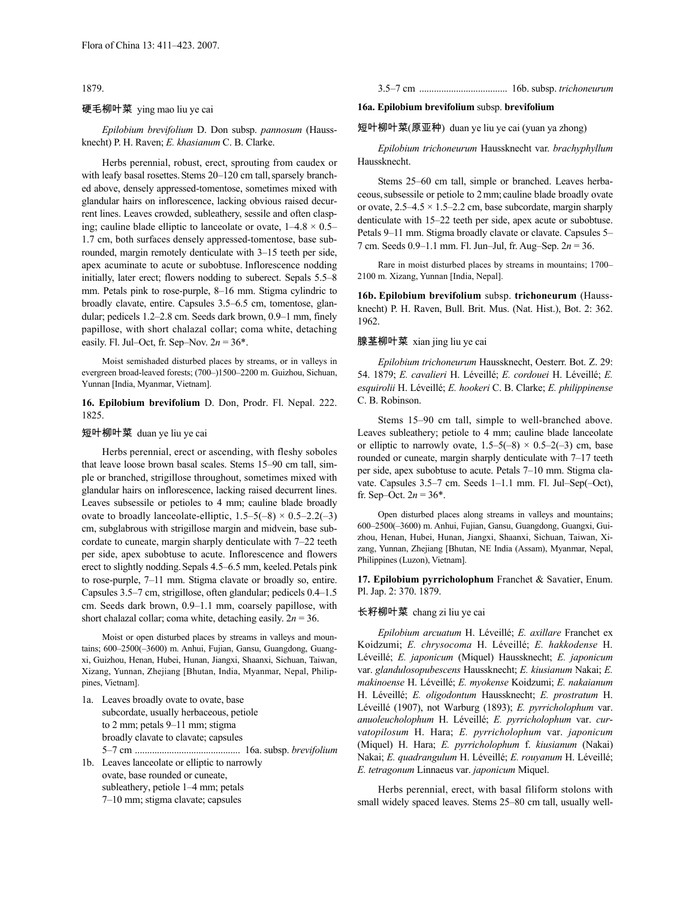1879.

硬毛柳叶菜 ying mao liu ye cai

*Epilobium brevifolium* D. Don subsp. *pannosum* (Haussknecht) P. H. Raven; *E. khasianum* C. B. Clarke.

Herbs perennial, robust, erect, sprouting from caudex or with leafy basal rosettes. Stems 20–120 cm tall, sparsely branched above, densely appressed-tomentose, sometimes mixed with glandular hairs on inflorescence, lacking obvious raised decurrent lines. Leaves crowded, subleathery, sessile and often clasping; cauline blade elliptic to lanceolate or ovate, 1–4.8 × 0.5–1.7 cm, both surfaces densely appressed-tomentose, base subrounded, margin remotely denticulate with 3–15 teeth per side, apex acuminate to acute or subobtuse. Inflorescence nodding initially, later erect; flowers nodding to suberect. Sepals 5.5–8 mm. Petals pink to rose-purple, 8–16 mm. Stigma cylindric to broadly clavate, entire. Capsules 3.5–6.5 cm, tomentose, glandular; pedicels 1.2–2.8 cm. Seeds dark brown, 0.9–1 mm, finely papillose, with short chalazal collar; coma white, detaching easily. Fl. Jul–Oct, fr. Sep–Nov. $2n = 36$*.

Moist semishaded disturbed places by streams, or in valleys in evergreen broad-leaved forests; (700–)1500–2200 m. Guizhou, Sichuan, Yunnan [India, Myanmar, Vietnam].

**16. Epilobium brevifolium** D. Don, Prodr. Fl. Nepal. 222. 1825.

短叶柳叶菜 duan ye liu ye cai

Herbs perennial, erect or ascending, with fleshy soboles that leave loose brown basal scales. Stems 15–90 cm tall, simple or branched, strigillose throughout, sometimes mixed with glandular hairs on inflorescence, lacking raised decurrent lines. Leaves subsessile or petioles to 4 mm; cauline blade broadly ovate to broadly lanceolate-elliptic, 1.5–5(–8) × 0.5–2.2(–3) cm, subglabrous with strigillose margin and midvein, base subcordate to cuneate, margin sharply denticulate with 7–22 teeth per side, apex subobtuse to acute. Inflorescence and flowers erect to slightly nodding. Sepals 4.5–6.5 mm, keeled. Petals pink to rose-purple, 7–11 mm. Stigma clavate or broadly so, entire. Capsules 3.5–7 cm, strigillose, often glandular; pedicels 0.4–1.5 cm. Seeds dark brown, 0.9–1.1 mm, coarsely papillose, with short chalazal collar; coma white, detaching easily. $2n = 36$.

Moist or open disturbed places by streams in valleys and mountains; 600–2500(–3600) m. Anhui, Fujian, Gansu, Guangdong, Guangxi, Guizhou, Henan, Hubei, Hunan, Jiangxi, Shaanxi, Sichuan, Taiwan, Xizang, Yunnan, Zhejiang [Bhutan, India, Myanmar, Nepal, Philippines, Vietnam].

1a. Leaves broadly ovate to ovate, base subcordate, usually herbaceous, petiole to 2 mm; petals 9–11 mm; stigma broadly clavate to clavate; capsules 5–7 cm .......................................... 16a. subsp. *brevifolium*
1b. Leaves lanceolate or elliptic to narrowly ovate, base rounded or cuneate, subleathery, petiole 1–4 mm; petals 7–10 mm; stigma clavate; capsules 3.5–7 cm .................................... 16b. subsp. *trichoneurum*

**16a. Epilobium brevifolium** subsp. **brevifolium**

短叶柳叶菜(原亚种) duan ye liu ye cai (yuan ya zhong)

*Epilobium trichoneurum* Haussknecht var. *brachyphyllum* Haussknecht.

Stems 25–60 cm tall, simple or branched. Leaves herbaceous, subsessile or petiole to 2 mm; cauline blade broadly ovate or ovate, 2.5–4.5 × 1.5–2.2 cm, base subcordate, margin sharply denticulate with 15–22 teeth per side, apex acute or subobtuse. Petals 9–11 mm. Stigma broadly clavate or clavate. Capsules 5–7 cm. Seeds 0.9–1.1 mm. Fl. Jun–Jul, fr. Aug–Sep. $2n = 36$.

Rare in moist disturbed places by streams in mountains; 1700–2100 m. Xizang, Yunnan [India, Nepal].

**16b. Epilobium brevifolium** subsp. **trichoneurum** (Haussknecht) P. H. Raven, Bull. Brit. Mus. (Nat. Hist.), Bot. 2: 362. 1962.

腺茎柳叶菜 xian jing liu ye cai

*Epilobium trichoneurum* Haussknecht, Oesterr. Bot. Z. 29: 54. 1879; *E. cavalieri* H. Léveillé; *E. cordouei* H. Léveillé; *E. esquirolii* H. Léveillé; *E. hookeri* C. B. Clarke; *E. philippinense* C. B. Robinson.

Stems 15–90 cm tall, simple to well-branched above. Leaves subleathery; petiole to 4 mm; cauline blade lanceolate or elliptic to narrowly ovate, 1.5–5(–8) × 0.5–2(–3) cm, base rounded or cuneate, margin sharply denticulate with 7–17 teeth per side, apex subobtuse to acute. Petals 7–10 mm. Stigma clavate. Capsules 3.5–7 cm. Seeds 1–1.1 mm. Fl. Jul–Sep(–Oct), fr. Sep–Oct. $2n = 36$*.

Open disturbed places along streams in valleys and mountains; 600–2500(–3600) m. Anhui, Fujian, Gansu, Guangdong, Guangxi, Guizhou, Henan, Hubei, Hunan, Jiangxi, Shaanxi, Sichuan, Taiwan, Xizang, Yunnan, Zhejiang [Bhutan, NE India (Assam), Myanmar, Nepal, Philippines (Luzon), Vietnam].

**17. Epilobium pyrricholophum** Franchet & Savatier, Enum. Pl. Jap. 2: 370. 1879.

长籽柳叶菜 chang zi liu ye cai

*Epilobium arcuatum* H. Léveillé; *E. axillare* Franchet ex Koidzumi; *E. chrysocoma* H. Léveillé; *E. hakkodense* H. Léveillé; *E. japonicum* (Miquel) Haussknecht; *E. japonicum* var. *glandulosopubescens* Haussknecht; *E. kiusianum* Nakai; *E. makinoense* H. Léveillé; *E. myokense* Koidzumi; *E. nakaianum* H. Léveillé; *E. oligodontum* Haussknecht; *E. prostratum* H. Léveillé (1907), not Warburg (1893); *E. pyrricholophum* var. *anuoleucholophum* H. Léveillé; *E. pyrricholophum* var. *curvatopilosum* H. Hara; *E. pyrricholophum* var. *japonicum* (Miquel) H. Hara; *E. pyrricholophum* f. *kiusianum* (Nakai) Nakai; *E. quadrangulum* H. Léveillé; *E. rouyanum* H. Léveillé; *E. tetragonum* Linnaeus var. *japonicum* Miquel.

Herbs perennial, erect, with basal filiform stolons with small widely spaced leaves. Stems 25–80 cm tall, usually well-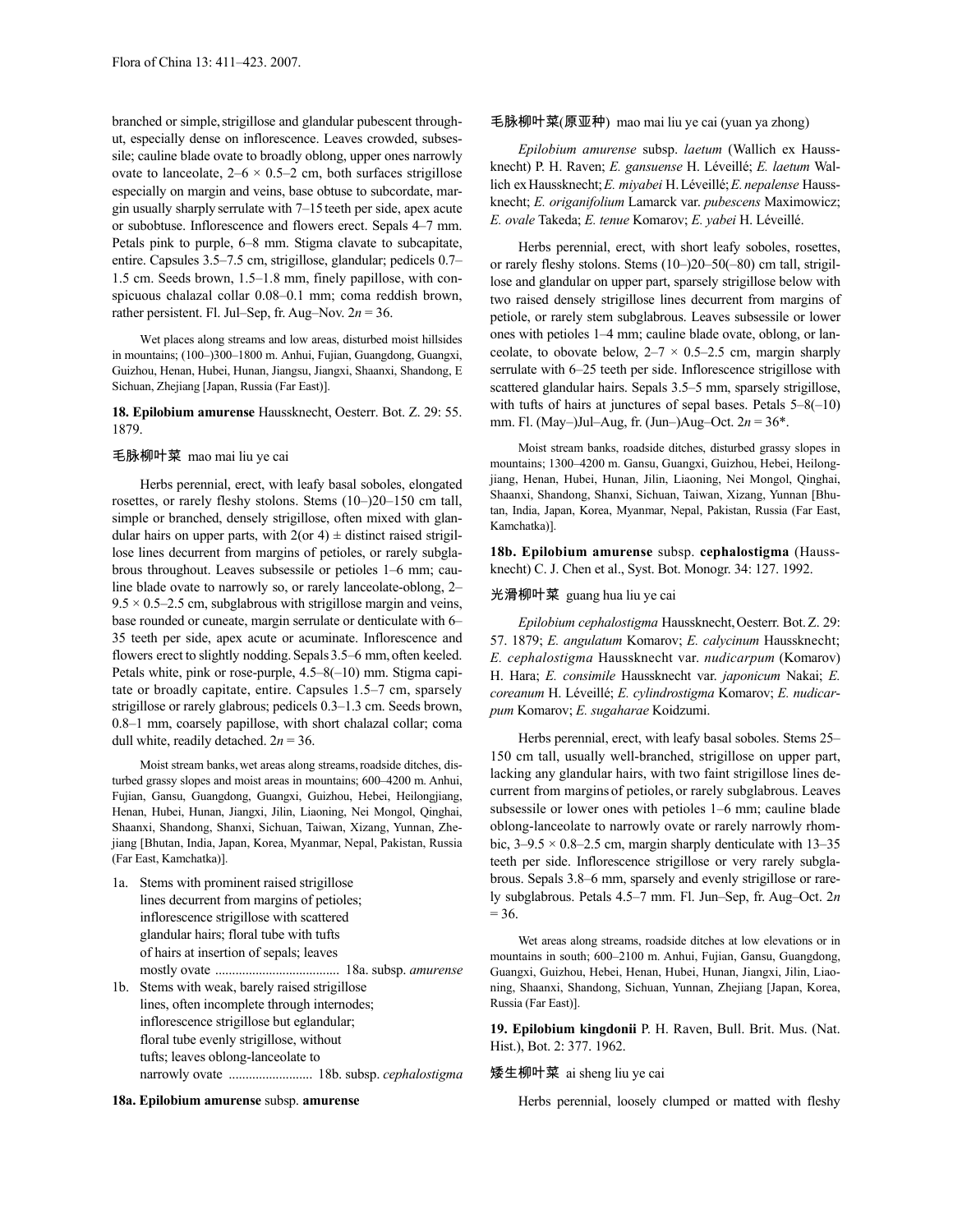branched or simple, strigillose and glandular pubescent throughout, especially dense on inflorescence. Leaves crowded, subsessile; cauline blade ovate to broadly oblong, upper ones narrowly ovate to lanceolate, 2–6 × 0.5–2 cm, both surfaces strigillose especially on margin and veins, base obtuse to subcordate, margin usually sharply serrulate with 7–15 teeth per side, apex acute or subobtuse. Inflorescence and flowers erect. Sepals 4–7 mm. Petals pink to purple, 6–8 mm. Stigma clavate to subcapitate, entire. Capsules 3.5–7.5 cm, strigillose, glandular; pedicels 0.7–1.5 cm. Seeds brown, 1.5–1.8 mm, finely papillose, with conspicuous chalazal collar 0.08–0.1 mm; coma reddish brown, rather persistent. Fl. Jul–Sep, fr. Aug–Nov. 2*n* = 36.

Wet places along streams and low areas, disturbed moist hillsides in mountains; (100–)300–1800 m. Anhui, Fujian, Guangdong, Guangxi, Guizhou, Henan, Hubei, Hunan, Jiangsu, Jiangxi, Shaanxi, Shandong, E Sichuan, Zhejiang [Japan, Russia (Far East)].

**18. Epilobium amurense** Haussknecht, Oesterr. Bot. Z. 29: 55. 1879.

毛脉柳叶菜 mao mai liu ye cai

Herbs perennial, erect, with leafy basal soboles, elongated rosettes, or rarely fleshy stolons. Stems (10–)20–150 cm tall, simple or branched, densely strigillose, often mixed with glandular hairs on upper parts, with 2(or 4) ± distinct raised strigillose lines decurrent from margins of petioles, or rarely subglabrous throughout. Leaves subsessile or petioles 1–6 mm; cauline blade ovate to narrowly so, or rarely lanceolate-oblong, 2–9.5 × 0.5–2.5 cm, subglabrous with strigillose margin and veins, base rounded or cuneate, margin serrulate or denticulate with 6–35 teeth per side, apex acute or acuminate. Inflorescence and flowers erect to slightly nodding. Sepals 3.5–6 mm, often keeled. Petals white, pink or rose-purple, 4.5–8(–10) mm. Stigma capitate or broadly capitate, entire. Capsules 1.5–7 cm, sparsely strigillose or rarely glabrous; pedicels 0.3–1.3 cm. Seeds brown, 0.8–1 mm, coarsely papillose, with short chalazal collar; coma dull white, readily detached. 2*n* = 36.

Moist stream banks, wet areas along streams, roadside ditches, disturbed grassy slopes and moist areas in mountains; 600–4200 m. Anhui, Fujian, Gansu, Guangdong, Guangxi, Guizhou, Hebei, Heilongjiang, Henan, Hubei, Hunan, Jiangxi, Jilin, Liaoning, Nei Mongol, Qinghai, Shaanxi, Shandong, Shanxi, Sichuan, Taiwan, Xizang, Yunnan, Zhejiang [Bhutan, India, Japan, Korea, Myanmar, Nepal, Pakistan, Russia (Far East, Kamchatka)].

1a. Stems with prominent raised strigillose lines decurrent from margins of petioles; inflorescence strigillose with scattered glandular hairs; floral tube with tufts of hairs at insertion of sepals; leaves mostly ovate .................................... 18a. subsp. *amurense*

1b. Stems with weak, barely raised strigillose lines, often incomplete through internodes; inflorescence strigillose but eglandular; floral tube evenly strigillose, without tufts; leaves oblong-lanceolate to narrowly ovate ......................... 18b. subsp. *cephalostigma*

**18a. Epilobium amurense** subsp. **amurense**

毛脉柳叶菜(原亚种) mao mai liu ye cai (yuan ya zhong)

*Epilobium amurense* subsp. *laetum* (Wallich ex Haussknecht) P. H. Raven; *E. gansuense* H. Léveillé; *E. laetum* Wallich ex Haussknecht; *E. miyabei* H. Léveillé; *E. nepalense* Haussknecht; *E. origanifolium* Lamarck var. *pubescens* Maximowicz; *E. ovale* Takeda; *E. tenue* Komarov; *E. yabei* H. Léveillé.

Herbs perennial, erect, with short leafy soboles, rosettes, or rarely fleshy stolons. Stems (10–)20–50(–80) cm tall, strigillose and glandular on upper part, sparsely strigillose below with two raised densely strigillose lines decurrent from margins of petiole, or rarely stem subglabrous. Leaves subsessile or lower ones with petioles 1–4 mm; cauline blade ovate, oblong, or lanceolate, to obovate below, 2–7 × 0.5–2.5 cm, margin sharply serrulate with 6–25 teeth per side. Inflorescence strigillose with scattered glandular hairs. Sepals 3.5–5 mm, sparsely strigillose, with tufts of hairs at junctures of sepal bases. Petals 5–8(–10) mm. Fl. (May–)Jul–Aug, fr. (Jun–)Aug–Oct. 2*n* = 36*.

Moist stream banks, roadside ditches, disturbed grassy slopes in mountains; 1300–4200 m. Gansu, Guangxi, Guizhou, Hebei, Heilongjiang, Henan, Hubei, Hunan, Jilin, Liaoning, Nei Mongol, Qinghai, Shaanxi, Shandong, Shanxi, Sichuan, Taiwan, Xizang, Yunnan [Bhutan, India, Japan, Korea, Myanmar, Nepal, Pakistan, Russia (Far East, Kamchatka)].

**18b. Epilobium amurense** subsp. **cephalostigma** (Haussknecht) C. J. Chen et al., Syst. Bot. Monogr. 34: 127. 1992.

光滑柳叶菜 guang hua liu ye cai

*Epilobium cephalostigma* Haussknecht, Oesterr. Bot. Z. 29: 57. 1879; *E. angulatum* Komarov; *E. calycinum* Haussknecht; *E. cephalostigma* Haussknecht var. *nudicarpum* (Komarov) H. Hara; *E. consimile* Haussknecht var. *japonicum* Nakai; *E. coreanum* H. Léveillé; *E. cylindrostigma* Komarov; *E. nudicarpum* Komarov; *E. sugaharae* Koidzumi.

Herbs perennial, erect, with leafy basal soboles. Stems 25–150 cm tall, usually well-branched, strigillose on upper part, lacking any glandular hairs, with two faint strigillose lines decurrent from margins of petioles, or rarely subglabrous. Leaves subsessile or lower ones with petioles 1–6 mm; cauline blade oblong-lanceolate to narrowly ovate or rarely narrowly rhombic, 3–9.5 × 0.8–2.5 cm, margin sharply denticulate with 13–35 teeth per side. Inflorescence strigillose or very rarely subglabrous. Sepals 3.8–6 mm, sparsely and evenly strigillose or rarely subglabrous. Petals 4.5–7 mm. Fl. Jun–Sep, fr. Aug–Oct. 2*n* = 36.

Wet areas along streams, roadside ditches at low elevations or in mountains in south; 600–2100 m. Anhui, Fujian, Gansu, Guangdong, Guangxi, Guizhou, Hebei, Henan, Hubei, Hunan, Jiangxi, Jilin, Liaoning, Shaanxi, Shandong, Sichuan, Yunnan, Zhejiang [Japan, Korea, Russia (Far East)].

**19. Epilobium kingdonii** P. H. Raven, Bull. Brit. Mus. (Nat. Hist.), Bot. 2: 377. 1962.

矮生柳叶菜 ai sheng liu ye cai

Herbs perennial, loosely clumped or matted with fleshy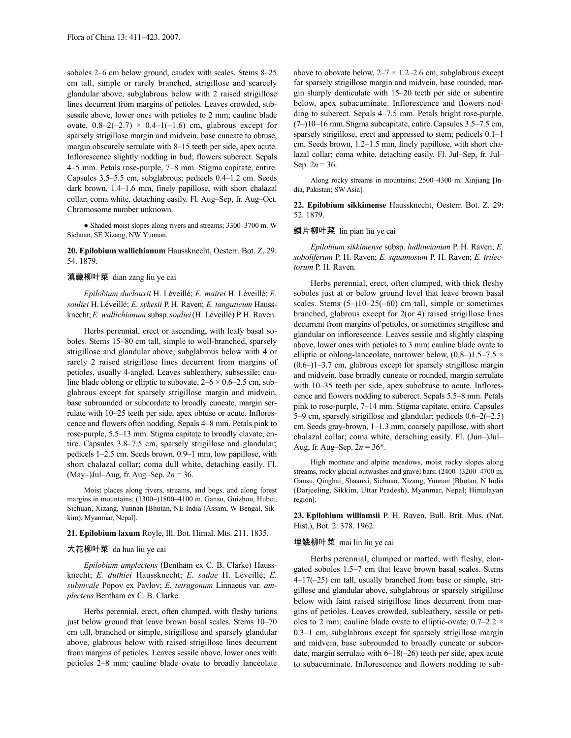soboles 2–6 cm below ground, caudex with scales. Stems 8–25 cm tall, simple or rarely branched, strigillose and scarcely glandular above, subglabrous below with 2 raised strigillose lines decurrent from margins of petioles. Leaves crowded, subsessile above, lower ones with petioles to 2 mm; cauline blade ovate, 0.8–2(–2.7) × 0.4–1(–1.6) cm, glabrous except for sparsely strigillose margin and midvein, base cuneate to obtuse, margin obscurely serrulate with 8–15 teeth per side, apex acute. Inflorescence slightly nodding in bud; flowers suberect. Sepals 4–5 mm. Petals rose-purple, 7–8 mm. Stigma capitate, entire. Capsules 3.5–5.5 cm, subglabrous; pedicels 0.4–1.2 cm. Seeds dark brown, 1.4–1.6 mm, finely papillose, with short chalazal collar; coma white, detaching easily. Fl. Aug–Sep, fr. Aug–Oct. Chromosome number unknown.

● Shaded moist slopes along rivers and streams; 3300–3700 m. W Sichuan, SE Xizang, NW Yunnan.

**20. Epilobium wallichianum** Haussknecht, Oesterr. Bot. Z. 29: 54. 1879.

滇藏柳叶菜 dian zang liu ye cai

*Epilobium duclouxii* H. Léveillé; *E. mairei* H. Léveillé; *E. souliei* H. Léveillé; *E. sykesii* P. H. Raven; *E. tanguticum* Haussknecht; *E. wallichianum* subsp. *souliei* (H. Léveillé) P. H. Raven.

Herbs perennial, erect or ascending, with leafy basal soboles. Stems 15–80 cm tall, simple to well-branched, sparsely strigillose and glandular above, subglabrous below with 4 or rarely 2 raised strigillose lines decurrent from margins of petioles, usually 4-angled. Leaves subleathery, subsessile; cauline blade oblong or elliptic to subovate, 2–6 × 0.6–2.5 cm, subglabrous except for sparsely strigillose margin and midvein, base subrounded or subcordate to broadly cuneate, margin serrulate with 10–25 teeth per side, apex obtuse or acute. Inflorescence and flowers often nodding. Sepals 4–8 mm. Petals pink to rose-purple, 5.5–13 mm. Stigma capitate to broadly clavate, entire. Capsules 3.8–7.5 cm, sparsely strigillose and glandular; pedicels 1–2.5 cm. Seeds brown, 0.9–1 mm, low papillose, with short chalazal collar; coma dull white, detaching easily. Fl. (May–)Jul–Aug, fr. Aug–Sep. $2n = 36$.

Moist places along rivers, streams, and bogs, and along forest margins in mountains; (1300–)1800–4100 m. Gansu, Guizhou, Hubei, Sichuan, Xizang, Yunnan [Bhutan, NE India (Assam, W Bengal, Sikkim), Myanmar, Nepal].

**21. Epilobium laxum** Royle, Ill. Bot. Himal. Mts. 211. 1835.

大花柳叶菜 da hua liu ye cai

*Epilobium amplectens* (Bentham ex C. B. Clarke) Haussknecht; *E. duthiei* Haussknecht; *E. sadae* H. Léveillé; *E. subnivale* Popov ex Pavlov; *E. tetragonum* Linnaeus var. *amplectens* Bentham ex C. B. Clarke.

Herbs perennial, erect, often clumped, with fleshy turions just below ground that leave brown basal scales. Stems 10–70 cm tall, branched or simple, strigillose and sparsely glandular above, glabrous below with raised strigillose lines decurrent from margins of petioles. Leaves sessile above, lower ones with petioles 2–8 mm; cauline blade ovate to broadly lanceolate above to obovate below, 2–7 × 1.2–2.6 cm, subglabrous except for sparsely strigillose margin and midvein, base rounded, margin sharply denticulate with 15–20 teeth per side or subentire below, apex subacuminate. Inflorescence and flowers nodding to suberect. Sepals 4–7.5 mm. Petals bright rose-purple, (7–)10–16 mm. Stigma subcapitate, entire. Capsules 3.5–7.5 cm, sparsely strigillose, erect and appressed to stem; pedicels 0.1–1 cm. Seeds brown, 1.2–1.5 mm, finely papillose, with short chalazal collar; coma white, detaching easily. Fl. Jul–Sep, fr. Jul–Sep. $2n = 36$.

Along rocky streams in mountains; 2500–4300 m. Xinjiang [India, Pakistan; SW Asia].

**22. Epilobium sikkimense** Haussknecht, Oesterr. Bot. Z. 29: 52. 1879.

鳞片柳叶菜 lin pian liu ye cai

*Epilobium sikkimense* subsp. *ludlowianum* P. H. Raven; *E. soboliferum* P. H. Raven; *E. squamosum* P. H. Raven; *E. trilectorum* P. H. Raven.

Herbs perennial, erect, often clumped, with thick fleshy soboles just at or below ground level that leave brown basal scales. Stems (5–)10–25(–60) cm tall, simple or sometimes branched, glabrous except for 2(or 4) raised strigillose lines decurrent from margins of petioles, or sometimes strigillose and glandular on inflorescence. Leaves sessile and slightly clasping above, lower ones with petioles to 3 mm; cauline blade ovate to elliptic or oblong-lanceolate, narrower below, (0.8–)1.5–7.5 × (0.6–)1–3.7 cm, glabrous except for sparsely strigillose margin and midvein, base broadly cuneate or rounded, margin serrulate with 10–35 teeth per side, apex subobtuse to acute. Inflorescence and flowers nodding to suberect. Sepals 5.5–8 mm. Petals pink to rose-purple, 7–14 mm. Stigma capitate, entire. Capsules 5–9 cm, sparsely strigillose and glandular; pedicels 0.6–2(–2.5) cm. Seeds gray-brown, 1–1.3 mm, coarsely papillose, with short chalazal collar; coma white, detaching easily. Fl. (Jun–)Jul–Aug, fr. Aug–Sep. $2n = 36$*.

High montane and alpine meadows, moist rocky slopes along streams, rocky glacial outwashes and gravel bars; (2400–)3200–4700 m. Gansu, Qinghai, Shaanxi, Sichuan, Xizang, Yunnan [Bhutan, N India (Darjeeling, Sikkim, Uttar Pradesh), Myanmar, Nepal; Himalayan region].

**23. Epilobium williamsii** P. H. Raven, Bull. Brit. Mus. (Nat. Hist.), Bot. 2: 378. 1962.

埋鳞柳叶菜 mai lin liu ye cai

Herbs perennial, clumped or matted, with fleshy, elongated soboles 1.5–7 cm that leave brown basal scales. Stems 4–17(–25) cm tall, usually branched from base or simple, strigillose and glandular above, subglabrous or sparsely strigillose below with faint raised strigillose lines decurrent from margins of petioles. Leaves crowded, subleathery, sessile or petioles to 2 mm; cauline blade ovate to elliptic-ovate, 0.7–2.2 × 0.3–1 cm, subglabrous except for sparsely strigillose margin and midvein, base subrounded to broadly cuneate or subcordate, margin serrulate with 6–18(–26) teeth per side, apex acute to subacuminate. Inflorescence and flowers nodding to sub-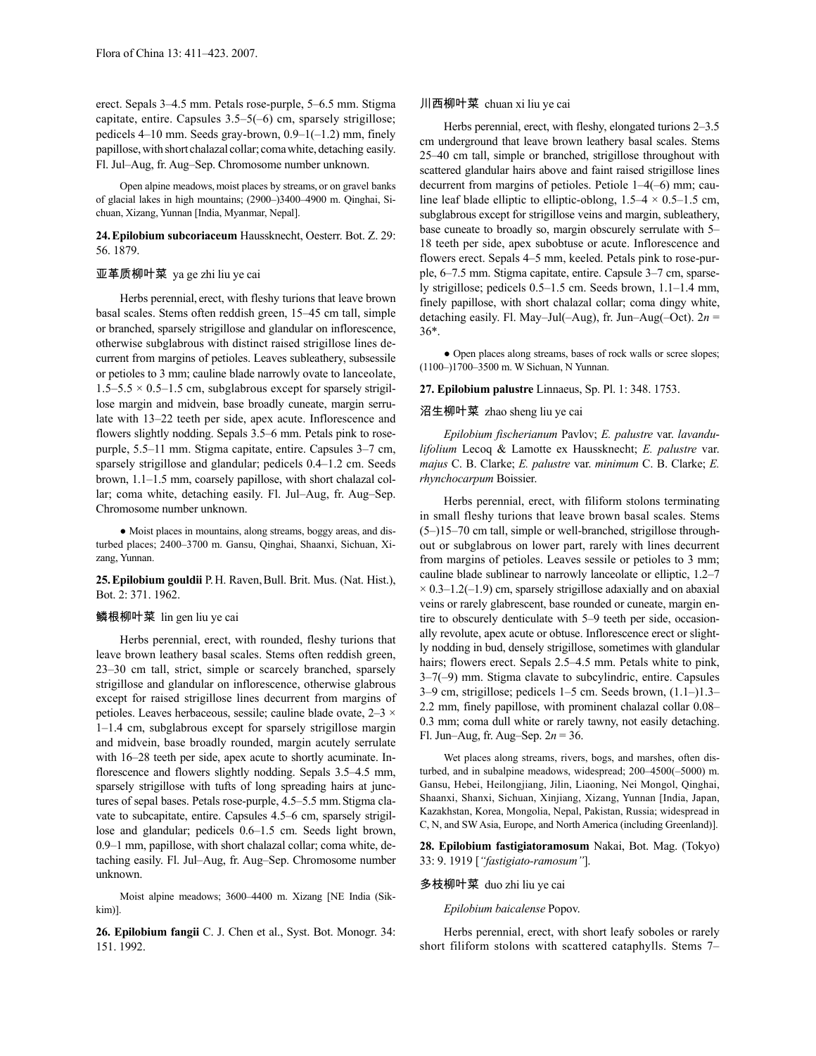erect. Sepals 3–4.5 mm. Petals rose-purple, 5–6.5 mm. Stigma capitate, entire. Capsules 3.5–5(–6) cm, sparsely strigillose; pedicels 4–10 mm. Seeds gray-brown, 0.9–1(–1.2) mm, finely papillose, with short chalazal collar; coma white, detaching easily. Fl. Jul–Aug, fr. Aug–Sep. Chromosome number unknown.

Open alpine meadows, moist places by streams, or on gravel banks of glacial lakes in high mountains; (2900–)3400–4900 m. Qinghai, Sichuan, Xizang, Yunnan [India, Myanmar, Nepal].

**24. Epilobium subcoriaceum** Haussknecht, Oesterr. Bot. Z. 29: 56. 1879.

亚革质柳叶菜 ya ge zhi liu ye cai

Herbs perennial, erect, with fleshy turions that leave brown basal scales. Stems often reddish green, 15–45 cm tall, simple or branched, sparsely strigillose and glandular on inflorescence, otherwise subglabrous with distinct raised strigillose lines decurrent from margins of petioles. Leaves subleathery, subsessile or petioles to 3 mm; cauline blade narrowly ovate to lanceolate, 1.5–5.5 × 0.5–1.5 cm, subglabrous except for sparsely strigillose margin and midvein, base broadly cuneate, margin serrulate with 13–22 teeth per side, apex acute. Inflorescence and flowers slightly nodding. Sepals 3.5–6 mm. Petals pink to rose-purple, 5.5–11 mm. Stigma capitate, entire. Capsules 3–7 cm, sparsely strigillose and glandular; pedicels 0.4–1.2 cm. Seeds brown, 1.1–1.5 mm, coarsely papillose, with short chalazal collar; coma white, detaching easily. Fl. Jul–Aug, fr. Aug–Sep. Chromosome number unknown.

● Moist places in mountains, along streams, boggy areas, and disturbed places; 2400–3700 m. Gansu, Qinghai, Shaanxi, Sichuan, Xizang, Yunnan.

**25. Epilobium gouldii** P. H. Raven, Bull. Brit. Mus. (Nat. Hist.), Bot. 2: 371. 1962.

鳞根柳叶菜 lin gen liu ye cai

Herbs perennial, erect, with rounded, fleshy turions that leave brown leathery basal scales. Stems often reddish green, 23–30 cm tall, strict, simple or scarcely branched, sparsely strigillose and glandular on inflorescence, otherwise glabrous except for raised strigillose lines decurrent from margins of petioles. Leaves herbaceous, sessile; cauline blade ovate, 2–3 × 1–1.4 cm, subglabrous except for sparsely strigillose margin and midvein, base broadly rounded, margin acutely serrulate with 16–28 teeth per side, apex acute to shortly acuminate. Inflorescence and flowers slightly nodding. Sepals 3.5–4.5 mm, sparsely strigillose with tufts of long spreading hairs at junctures of sepal bases. Petals rose-purple, 4.5–5.5 mm. Stigma clavate to subcapitate, entire. Capsules 4.5–6 cm, sparsely strigillose and glandular; pedicels 0.6–1.5 cm. Seeds light brown, 0.9–1 mm, papillose, with short chalazal collar; coma white, detaching easily. Fl. Jul–Aug, fr. Aug–Sep. Chromosome number unknown.

Moist alpine meadows; 3600–4400 m. Xizang [NE India (Sikkim)].

**26. Epilobium fangii** C. J. Chen et al., Syst. Bot. Monogr. 34: 151. 1992.

川西柳叶菜 chuan xi liu ye cai

Herbs perennial, erect, with fleshy, elongated turions 2–3.5 cm underground that leave brown leathery basal scales. Stems 25–40 cm tall, simple or branched, strigillose throughout with scattered glandular hairs above and faint raised strigillose lines decurrent from margins of petioles. Petiole 1–4(–6) mm; cauline leaf blade elliptic to elliptic-oblong, 1.5–4 × 0.5–1.5 cm, subglabrous except for strigillose veins and margin, subleathery, base cuneate to broadly so, margin obscurely serrulate with 5–18 teeth per side, apex subobtuse or acute. Inflorescence and flowers erect. Sepals 4–5 mm, keeled. Petals pink to rose-purple, 6–7.5 mm. Stigma capitate, entire. Capsule 3–7 cm, sparsely strigillose; pedicels 0.5–1.5 cm. Seeds brown, 1.1–1.4 mm, finely papillose, with short chalazal collar; coma dingy white, detaching easily. Fl. May–Jul(–Aug), fr. Jun–Aug(–Oct). $2n$ = 36*.

● Open places along streams, bases of rock walls or scree slopes; (1100–)1700–3500 m. W Sichuan, N Yunnan.

**27. Epilobium palustre** Linnaeus, Sp. Pl. 1: 348. 1753.

沼生柳叶菜 zhao sheng liu ye cai

*Epilobium fischerianum* Pavlov; *E. palustre* var. *lavandulifolium* Lecoq & Lamotte ex Haussknecht; *E. palustre* var. *majus* C. B. Clarke; *E. palustre* var. *minimum* C. B. Clarke; *E. rhynchocarpum* Boissier.

Herbs perennial, erect, with filiform stolons terminating in small fleshy turions that leave brown basal scales. Stems (5–)15–70 cm tall, simple or well-branched, strigillose throughout or subglabrous on lower part, rarely with lines decurrent from margins of petioles. Leaves sessile or petioles to 3 mm; cauline blade sublinear to narrowly lanceolate or elliptic, 1.2–7 × 0.3–1.2(–1.9) cm, sparsely strigillose adaxially and on abaxial veins or rarely glabrescent, base rounded or cuneate, margin entire to obscurely denticulate with 5–9 teeth per side, occasionally revolute, apex acute or obtuse. Inflorescence erect or slightly nodding in bud, densely strigillose, sometimes with glandular hairs; flowers erect. Sepals 2.5–4.5 mm. Petals white to pink, 3–7(–9) mm. Stigma clavate to subcylindric, entire. Capsules 3–9 cm, strigillose; pedicels 1–5 cm. Seeds brown, (1.1–)1.3–2.2 mm, finely papillose, with prominent chalazal collar 0.08–0.3 mm; coma dull white or rarely tawny, not easily detaching. Fl. Jun–Aug, fr. Aug–Sep. $2n$ = 36.

Wet places along streams, rivers, bogs, and marshes, often disturbed, and in subalpine meadows, widespread; 200–4500(–5000) m. Gansu, Hebei, Heilongjiang, Jilin, Liaoning, Nei Mongol, Qinghai, Shaanxi, Shanxi, Sichuan, Xinjiang, Xizang, Yunnan [India, Japan, Kazakhstan, Korea, Mongolia, Nepal, Pakistan, Russia; widespread in C, N, and SW Asia, Europe, and North America (including Greenland)].

**28. Epilobium fastigiatoramosum** Nakai, Bot. Mag. (Tokyo) 33: 9. 1919 [*"fastigiato-ramosum"*].

多枝柳叶菜 duo zhi liu ye cai

*Epilobium baicalense* Popov.

Herbs perennial, erect, with short leafy soboles or rarely short filiform stolons with scattered cataphylls. Stems 7–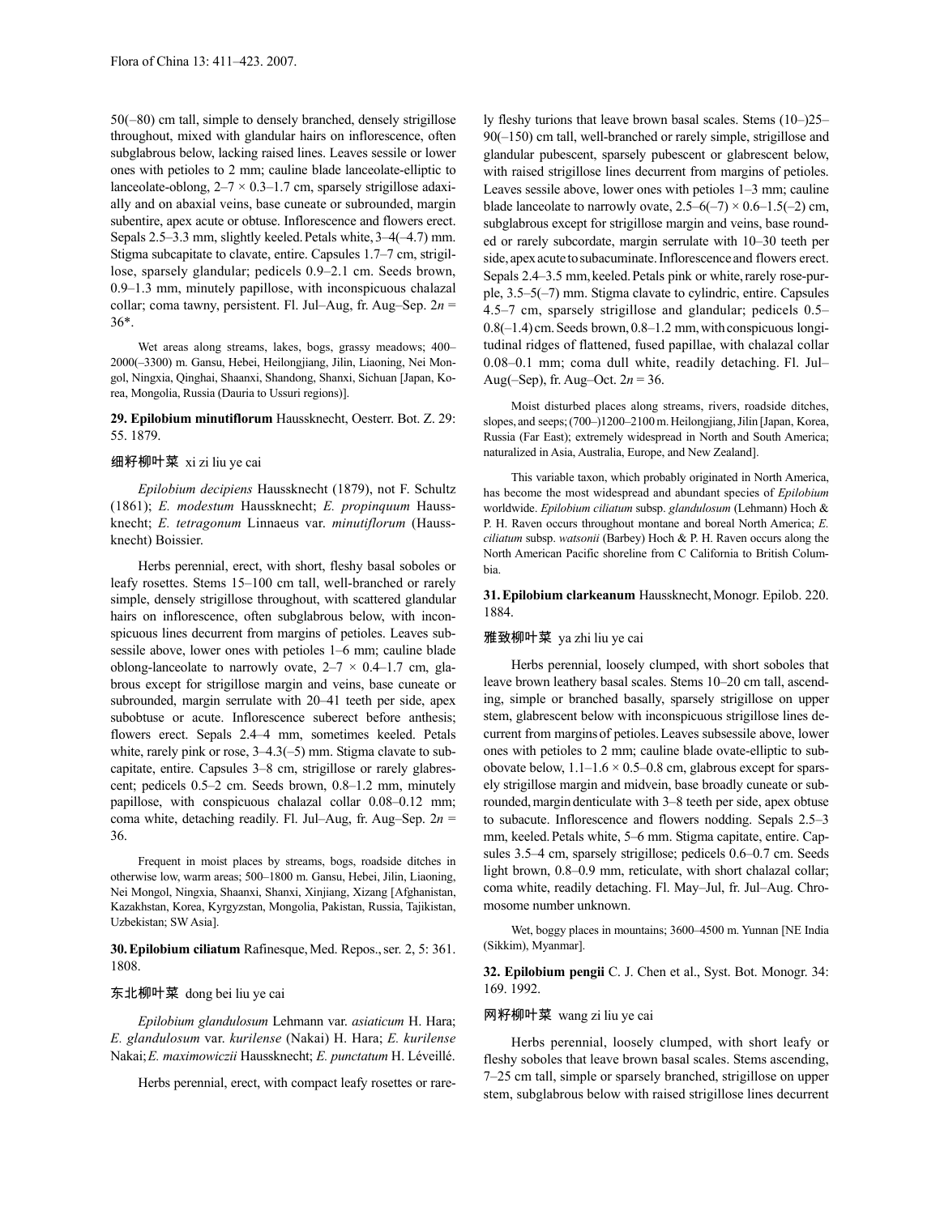50(–80) cm tall, simple to densely branched, densely strigillose throughout, mixed with glandular hairs on inflorescence, often subglabrous below, lacking raised lines. Leaves sessile or lower ones with petioles to 2 mm; cauline blade lanceolate-elliptic to lanceolate-oblong, 2–7 × 0.3–1.7 cm, sparsely strigillose adaxially and on abaxial veins, base cuneate or subrounded, margin subentire, apex acute or obtuse. Inflorescence and flowers erect. Sepals 2.5–3.3 mm, slightly keeled. Petals white, 3–4(–4.7) mm. Stigma subcapitate to clavate, entire. Capsules 1.7–7 cm, strigillose, sparsely glandular; pedicels 0.9–2.1 cm. Seeds brown, 0.9–1.3 mm, minutely papillose, with inconspicuous chalazal collar; coma tawny, persistent. Fl. Jul–Aug, fr. Aug–Sep. $2n$ = 36*.

Wet areas along streams, lakes, bogs, grassy meadows; 400–2000(–3300) m. Gansu, Hebei, Heilongjiang, Jilin, Liaoning, Nei Mongol, Ningxia, Qinghai, Shaanxi, Shandong, Shanxi, Sichuan [Japan, Korea, Mongolia, Russia (Dauria to Ussuri regions)].

**29. Epilobium minutiflorum** Haussknecht, Oesterr. Bot. Z. 29: 55. 1879.

细籽柳叶菜 xi zi liu ye cai

*Epilobium decipiens* Haussknecht (1879), not F. Schultz (1861); *E. modestum* Haussknecht; *E. propinquum* Haussknecht; *E. tetragonum* Linnaeus var. *minutiflorum* (Haussknecht) Boissier.

Herbs perennial, erect, with short, fleshy basal soboles or leafy rosettes. Stems 15–100 cm tall, well-branched or rarely simple, densely strigillose throughout, with scattered glandular hairs on inflorescence, often subglabrous below, with inconspicuous lines decurrent from margins of petioles. Leaves subsessile above, lower ones with petioles 1–6 mm; cauline blade oblong-lanceolate to narrowly ovate, 2–7 × 0.4–1.7 cm, glabrous except for strigillose margin and veins, base cuneate or subrounded, margin serrulate with 20–41 teeth per side, apex subobtuse or acute. Inflorescence suberect before anthesis; flowers erect. Sepals 2.4–4 mm, sometimes keeled. Petals white, rarely pink or rose, 3–4.3(–5) mm. Stigma clavate to subcapitate, entire. Capsules 3–8 cm, strigillose or rarely glabrescent; pedicels 0.5–2 cm. Seeds brown, 0.8–1.2 mm, minutely papillose, with conspicuous chalazal collar 0.08–0.12 mm; coma white, detaching readily. Fl. Jul–Aug, fr. Aug–Sep. $2n$ = 36.

Frequent in moist places by streams, bogs, roadside ditches in otherwise low, warm areas; 500–1800 m. Gansu, Hebei, Jilin, Liaoning, Nei Mongol, Ningxia, Shaanxi, Shanxi, Xinjiang, Xizang [Afghanistan, Kazakhstan, Korea, Kyrgyzstan, Mongolia, Pakistan, Russia, Tajikistan, Uzbekistan; SW Asia].

**30. Epilobium ciliatum** Rafinesque, Med. Repos., ser. 2, 5: 361. 1808.

东北柳叶菜 dong bei liu ye cai

*Epilobium glandulosum* Lehmann var. *asiaticum* H. Hara; *E. glandulosum* var. *kurilense* (Nakai) H. Hara; *E. kurilense* Nakai; *E. maximowiczii* Haussknecht; *E. punctatum* H. Léveillé.

Herbs perennial, erect, with compact leafy rosettes or rarely fleshy turions that leave brown basal scales. Stems (10–)25–90(–150) cm tall, well-branched or rarely simple, strigillose and glandular pubescent, sparsely pubescent or glabrescent below, with raised strigillose lines decurrent from margins of petioles. Leaves sessile above, lower ones with petioles 1–3 mm; cauline blade lanceolate to narrowly ovate, 2.5–6(–7) × 0.6–1.5(–2) cm, subglabrous except for strigillose margin and veins, base rounded or rarely subcordate, margin serrulate with 10–30 teeth per side, apex acute to subacuminate. Inflorescence and flowers erect. Sepals 2.4–3.5 mm, keeled. Petals pink or white, rarely rose-purple, 3.5–5(–7) mm. Stigma clavate to cylindric, entire. Capsules 4.5–7 cm, sparsely strigillose and glandular; pedicels 0.5–0.8(–1.4) cm. Seeds brown, 0.8–1.2 mm, with conspicuous longitudinal ridges of flattened, fused papillae, with chalazal collar 0.08–0.1 mm; coma dull white, readily detaching. Fl. Jul–Aug(–Sep), fr. Aug–Oct. $2n$ = 36.

Moist disturbed places along streams, rivers, roadside ditches, slopes, and seeps; (700–)1200–2100 m. Heilongjiang, Jilin [Japan, Korea, Russia (Far East); extremely widespread in North and South America; naturalized in Asia, Australia, Europe, and New Zealand].

This variable taxon, which probably originated in North America, has become the most widespread and abundant species of *Epilobium* worldwide. *Epilobium ciliatum* subsp. *glandulosum* (Lehmann) Hoch & P. H. Raven occurs throughout montane and boreal North America; *E. ciliatum* subsp. *watsonii* (Barbey) Hoch & P. H. Raven occurs along the North American Pacific shoreline from C California to British Columbia.

**31. Epilobium clarkeanum** Haussknecht, Monogr. Epilob. 220. 1884.

雅致柳叶菜 ya zhi liu ye cai

Herbs perennial, loosely clumped, with short soboles that leave brown leathery basal scales. Stems 10–20 cm tall, ascending, simple or branched basally, sparsely strigillose on upper stem, glabrescent below with inconspicuous strigillose lines decurrent from margins of petioles. Leaves subsessile above, lower ones with petioles to 2 mm; cauline blade ovate-elliptic to subobovate below, 1.1–1.6 × 0.5–0.8 cm, glabrous except for sparsely strigillose margin and midvein, base broadly cuneate or subrounded, margin denticulate with 3–8 teeth per side, apex obtuse to subacute. Inflorescence and flowers nodding. Sepals 2.5–3 mm, keeled. Petals white, 5–6 mm. Stigma capitate, entire. Capsules 3.5–4 cm, sparsely strigillose; pedicels 0.6–0.7 cm. Seeds light brown, 0.8–0.9 mm, reticulate, with short chalazal collar; coma white, readily detaching. Fl. May–Jul, fr. Jul–Aug. Chromosome number unknown.

Wet, boggy places in mountains; 3600–4500 m. Yunnan [NE India (Sikkim), Myanmar].

**32. Epilobium pengii** C. J. Chen et al., Syst. Bot. Monogr. 34: 169. 1992.

网籽柳叶菜 wang zi liu ye cai

Herbs perennial, loosely clumped, with short leafy or fleshy soboles that leave brown basal scales. Stems ascending, 7–25 cm tall, simple or sparsely branched, strigillose on upper stem, subglabrous below with raised strigillose lines decurrent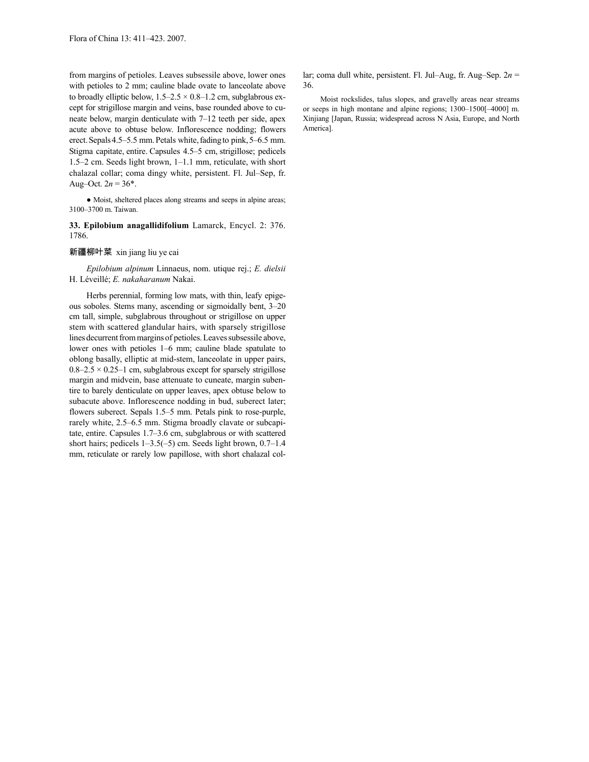from margins of petioles. Leaves subsessile above, lower ones with petioles to 2 mm; cauline blade ovate to lanceolate above to broadly elliptic below, 1.5–2.5 × 0.8–1.2 cm, subglabrous except for strigillose margin and veins, base rounded above to cuneate below, margin denticulate with 7–12 teeth per side, apex acute above to obtuse below. Inflorescence nodding; flowers erect. Sepals 4.5–5.5 mm. Petals white, fading to pink, 5–6.5 mm. Stigma capitate, entire. Capsules 4.5–5 cm, strigillose; pedicels 1.5–2 cm. Seeds light brown, 1–1.1 mm, reticulate, with short chalazal collar; coma dingy white, persistent. Fl. Jul–Sep, fr. Aug–Oct. 2*n* = 36*.

● Moist, sheltered places along streams and seeps in alpine areas; 3100–3700 m. Taiwan.

**33. Epilobium anagallidifolium** Lamarck, Encycl. 2: 376. 1786.

新疆柳叶菜 xin jiang liu ye cai

*Epilobium alpinum* Linnaeus, nom. utique rej.; *E. dielsii* H. Léveillé; *E. nakaharanum* Nakai.

Herbs perennial, forming low mats, with thin, leafy epigeous soboles. Stems many, ascending or sigmoidally bent, 3–20 cm tall, simple, subglabrous throughout or strigillose on upper stem with scattered glandular hairs, with sparsely strigillose lines decurrent from margins of petioles. Leaves subsessile above, lower ones with petioles 1–6 mm; cauline blade spatulate to oblong basally, elliptic at mid-stem, lanceolate in upper pairs, 0.8–2.5 × 0.25–1 cm, subglabrous except for sparsely strigillose margin and midvein, base attenuate to cuneate, margin subentire to barely denticulate on upper leaves, apex obtuse below to subacute above. Inflorescence nodding in bud, suberect later; flowers suberect. Sepals 1.5–5 mm. Petals pink to rose-purple, rarely white, 2.5–6.5 mm. Stigma broadly clavate or subcapitate, entire. Capsules 1.7–3.6 cm, subglabrous or with scattered short hairs; pedicels 1–3.5(–5) cm. Seeds light brown, 0.7–1.4 mm, reticulate or rarely low papillose, with short chalazal collar; coma dull white, persistent. Fl. Jul–Aug, fr. Aug–Sep. 2*n* = 36.

Moist rockslides, talus slopes, and gravelly areas near streams or seeps in high montane and alpine regions; 1300–1500[–4000] m. Xinjiang [Japan, Russia; widespread across N Asia, Europe, and North America].